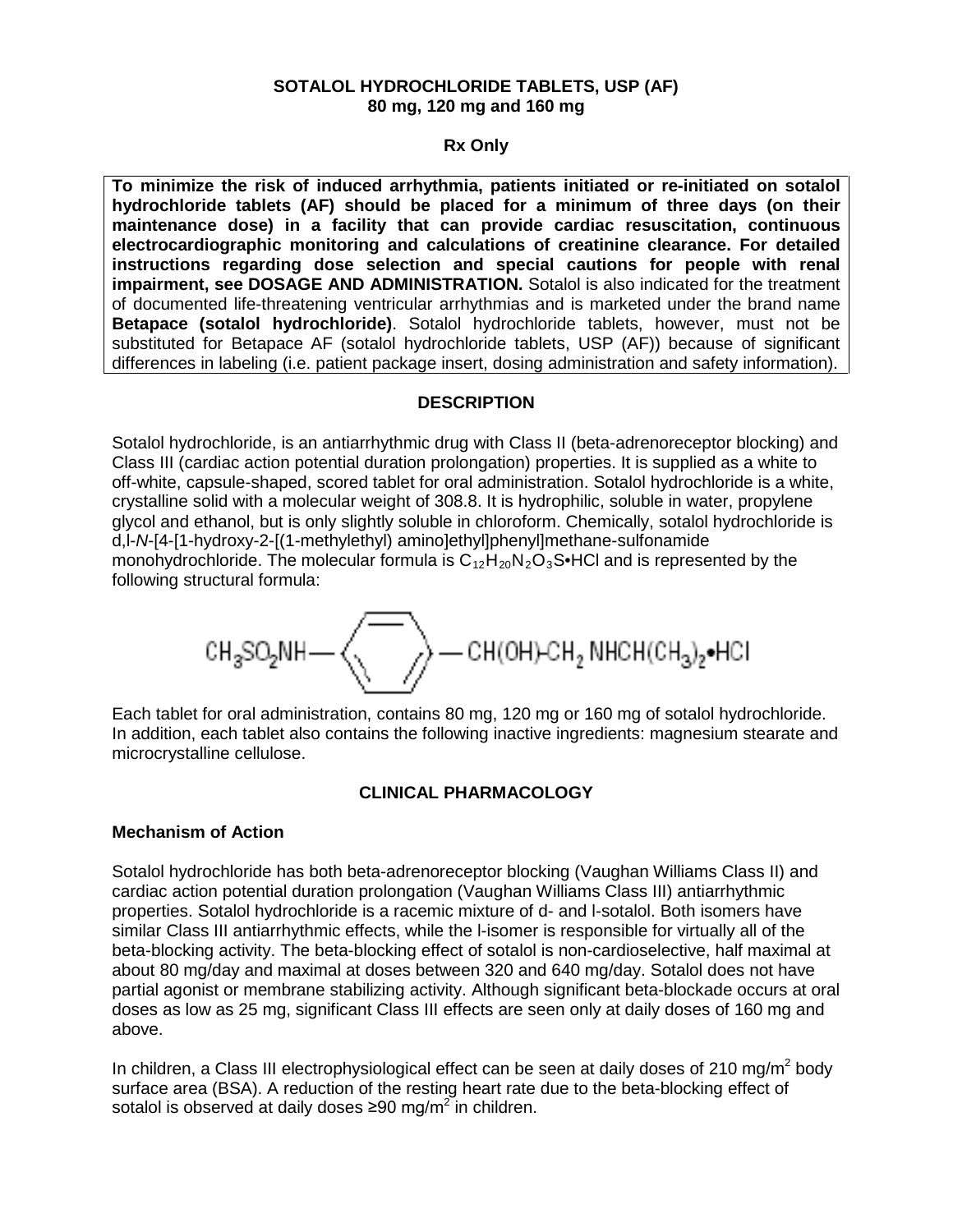**SOTALOL HYDROCHLORIDE TABLETS, USP (AF)**
**80 mg, 120 mg and 160 mg**

**Rx Only**

**To minimize the risk of induced arrhythmia, patients initiated or re-initiated on sotalol hydrochloride tablets (AF) should be placed for a minimum of three days (on their maintenance dose) in a facility that can provide cardiac resuscitation, continuous electrocardiographic monitoring and calculations of creatinine clearance. For detailed instructions regarding dose selection and special cautions for people with renal impairment, see DOSAGE AND ADMINISTRATION.** Sotalol is also indicated for the treatment of documented life-threatening ventricular arrhythmias and is marketed under the brand name **Betapace (sotalol hydrochloride)**. Sotalol hydrochloride tablets, however, must not be substituted for Betapace AF (sotalol hydrochloride tablets, USP (AF)) because of significant differences in labeling (i.e. patient package insert, dosing administration and safety information).

## DESCRIPTION

Sotalol hydrochloride, is an antiarrhythmic drug with Class II (beta-adrenoreceptor blocking) and Class III (cardiac action potential duration prolongation) properties. It is supplied as a white to off-white, capsule-shaped, scored tablet for oral administration. Sotalol hydrochloride is a white, crystalline solid with a molecular weight of 308.8. It is hydrophilic, soluble in water, propylene glycol and ethanol, but is only slightly soluble in chloroform. Chemically, sotalol hydrochloride is d,l-*N*-[4-[1-hydroxy-2-[(1-methylethyl) amino]ethyl]phenyl]methane-sulfonamide monohydrochloride. The molecular formula is $C_{12}H_{20}N_2O_3S$•HCl and is represented by the following structural formula:

$$CH_3SO_2NH-C_6H_4-CH(OH)-CH_2\,NHCH(CH_3)_2 \bullet HCl$$

Each tablet for oral administration, contains 80 mg, 120 mg or 160 mg of sotalol hydrochloride. In addition, each tablet also contains the following inactive ingredients: magnesium stearate and microcrystalline cellulose.

## CLINICAL PHARMACOLOGY

### Mechanism of Action

Sotalol hydrochloride has both beta-adrenoreceptor blocking (Vaughan Williams Class II) and cardiac action potential duration prolongation (Vaughan Williams Class III) antiarrhythmic properties. Sotalol hydrochloride is a racemic mixture of d- and l-sotalol. Both isomers have similar Class III antiarrhythmic effects, while the l-isomer is responsible for virtually all of the beta-blocking activity. The beta-blocking effect of sotalol is non-cardioselective, half maximal at about 80 mg/day and maximal at doses between 320 and 640 mg/day. Sotalol does not have partial agonist or membrane stabilizing activity. Although significant beta-blockade occurs at oral doses as low as 25 mg, significant Class III effects are seen only at daily doses of 160 mg and above.

In children, a Class III electrophysiological effect can be seen at daily doses of 210 mg/$m^2$ body surface area (BSA). A reduction of the resting heart rate due to the beta-blocking effect of sotalol is observed at daily doses ≥90 mg/$m^2$ in children.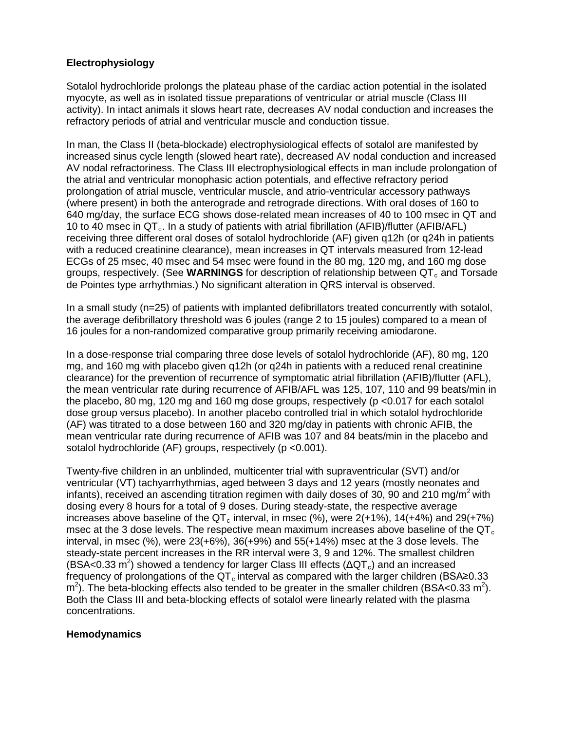**Electrophysiology**

Sotalol hydrochloride prolongs the plateau phase of the cardiac action potential in the isolated myocyte, as well as in isolated tissue preparations of ventricular or atrial muscle (Class III activity). In intact animals it slows heart rate, decreases AV nodal conduction and increases the refractory periods of atrial and ventricular muscle and conduction tissue.

In man, the Class II (beta-blockade) electrophysiological effects of sotalol are manifested by increased sinus cycle length (slowed heart rate), decreased AV nodal conduction and increased AV nodal refractoriness. The Class III electrophysiological effects in man include prolongation of the atrial and ventricular monophasic action potentials, and effective refractory period prolongation of atrial muscle, ventricular muscle, and atrio-ventricular accessory pathways (where present) in both the anterograde and retrograde directions. With oral doses of 160 to 640 mg/day, the surface ECG shows dose-related mean increases of 40 to 100 msec in QT and 10 to 40 msec in $QT_c$. In a study of patients with atrial fibrillation (AFIB)/flutter (AFIB/AFL) receiving three different oral doses of sotalol hydrochloride (AF) given q12h (or q24h in patients with a reduced creatinine clearance), mean increases in QT intervals measured from 12-lead ECGs of 25 msec, 40 msec and 54 msec were found in the 80 mg, 120 mg, and 160 mg dose groups, respectively. (See **WARNINGS** for description of relationship between $QT_c$ and Torsade de Pointes type arrhythmias.) No significant alteration in QRS interval is observed.

In a small study (n=25) of patients with implanted defibrillators treated concurrently with sotalol, the average defibrillatory threshold was 6 joules (range 2 to 15 joules) compared to a mean of 16 joules for a non-randomized comparative group primarily receiving amiodarone.

In a dose-response trial comparing three dose levels of sotalol hydrochloride (AF), 80 mg, 120 mg, and 160 mg with placebo given q12h (or q24h in patients with a reduced renal creatinine clearance) for the prevention of recurrence of symptomatic atrial fibrillation (AFIB)/flutter (AFL), the mean ventricular rate during recurrence of AFIB/AFL was 125, 107, 110 and 99 beats/min in the placebo, 80 mg, 120 mg and 160 mg dose groups, respectively ($p < 0.017$ for each sotalol dose group versus placebo). In another placebo controlled trial in which sotalol hydrochloride (AF) was titrated to a dose between 160 and 320 mg/day in patients with chronic AFIB, the mean ventricular rate during recurrence of AFIB was 107 and 84 beats/min in the placebo and sotalol hydrochloride (AF) groups, respectively ($p < 0.001$).

Twenty-five children in an unblinded, multicenter trial with supraventricular (SVT) and/or ventricular (VT) tachyarrhythmias, aged between 3 days and 12 years (mostly neonates and infants), received an ascending titration regimen with daily doses of 30, 90 and 210 mg/$m^2$ with dosing every 8 hours for a total of 9 doses. During steady-state, the respective average increases above baseline of the $QT_c$ interval, in msec (%), were 2(+1%), 14(+4%) and 29(+7%) msec at the 3 dose levels. The respective mean maximum increases above baseline of the $QT_c$ interval, in msec (%), were 23(+6%), 36(+9%) and 55(+14%) msec at the 3 dose levels. The steady-state percent increases in the RR interval were 3, 9 and 12%. The smallest children (BSA<0.33 $m^2$) showed a tendency for larger Class III effects ($\Delta QT_c$) and an increased frequency of prolongations of the $QT_c$ interval as compared with the larger children (BSA≥0.33 $m^2$). The beta-blocking effects also tended to be greater in the smaller children (BSA<0.33 $m^2$). Both the Class III and beta-blocking effects of sotalol were linearly related with the plasma concentrations.

**Hemodynamics**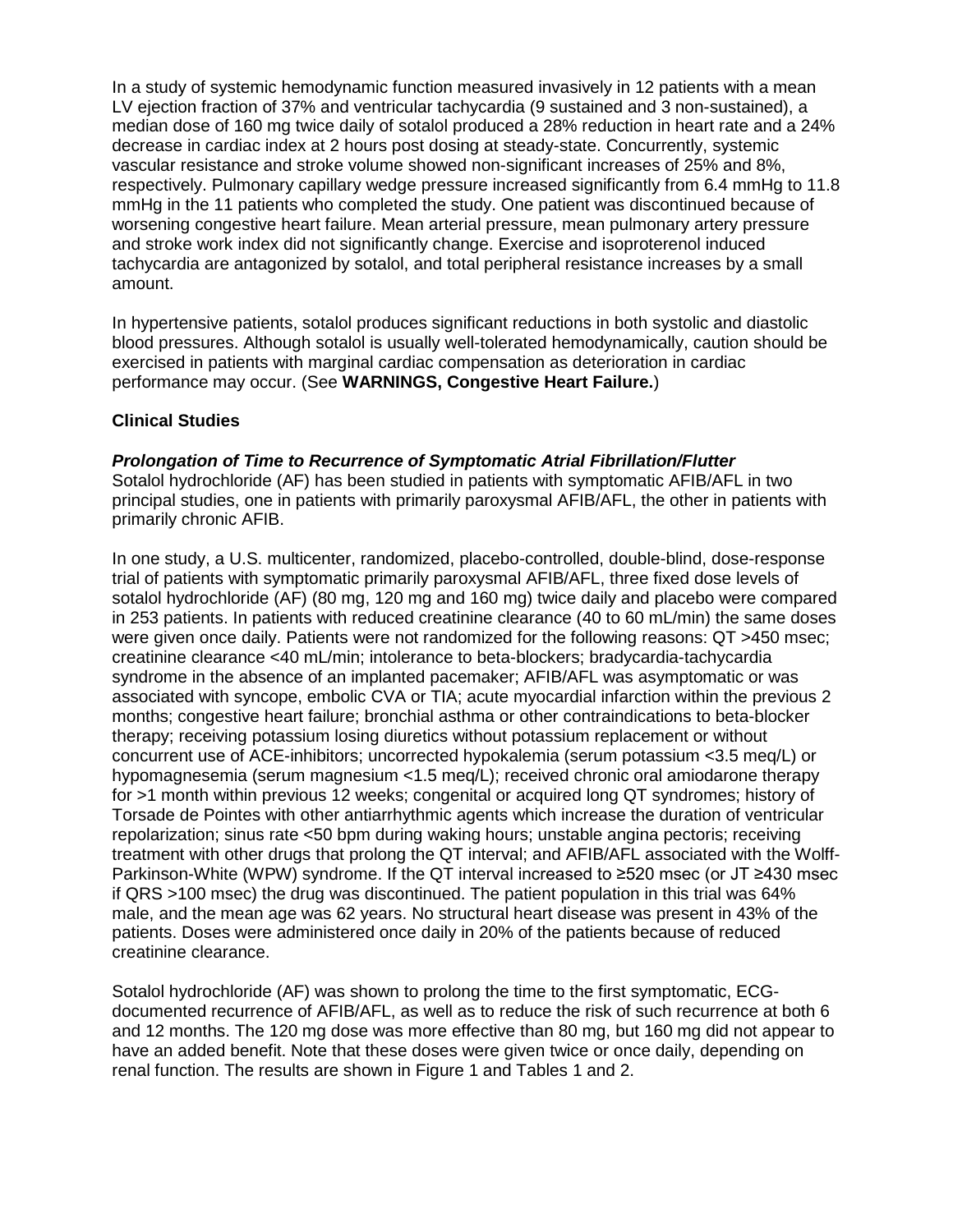In a study of systemic hemodynamic function measured invasively in 12 patients with a mean LV ejection fraction of 37% and ventricular tachycardia (9 sustained and 3 non-sustained), a median dose of 160 mg twice daily of sotalol produced a 28% reduction in heart rate and a 24% decrease in cardiac index at 2 hours post dosing at steady-state. Concurrently, systemic vascular resistance and stroke volume showed non-significant increases of 25% and 8%, respectively. Pulmonary capillary wedge pressure increased significantly from 6.4 mmHg to 11.8 mmHg in the 11 patients who completed the study. One patient was discontinued because of worsening congestive heart failure. Mean arterial pressure, mean pulmonary artery pressure and stroke work index did not significantly change. Exercise and isoproterenol induced tachycardia are antagonized by sotalol, and total peripheral resistance increases by a small amount.

In hypertensive patients, sotalol produces significant reductions in both systolic and diastolic blood pressures. Although sotalol is usually well-tolerated hemodynamically, caution should be exercised in patients with marginal cardiac compensation as deterioration in cardiac performance may occur. (See **WARNINGS, Congestive Heart Failure.**)

**Clinical Studies**

***Prolongation of Time to Recurrence of Symptomatic Atrial Fibrillation/Flutter***

Sotalol hydrochloride (AF) has been studied in patients with symptomatic AFIB/AFL in two principal studies, one in patients with primarily paroxysmal AFIB/AFL, the other in patients with primarily chronic AFIB.

In one study, a U.S. multicenter, randomized, placebo-controlled, double-blind, dose-response trial of patients with symptomatic primarily paroxysmal AFIB/AFL, three fixed dose levels of sotalol hydrochloride (AF) (80 mg, 120 mg and 160 mg) twice daily and placebo were compared in 253 patients. In patients with reduced creatinine clearance (40 to 60 mL/min) the same doses were given once daily. Patients were not randomized for the following reasons: QT >450 msec; creatinine clearance <40 mL/min; intolerance to beta-blockers; bradycardia-tachycardia syndrome in the absence of an implanted pacemaker; AFIB/AFL was asymptomatic or was associated with syncope, embolic CVA or TIA; acute myocardial infarction within the previous 2 months; congestive heart failure; bronchial asthma or other contraindications to beta-blocker therapy; receiving potassium losing diuretics without potassium replacement or without concurrent use of ACE-inhibitors; uncorrected hypokalemia (serum potassium <3.5 meq/L) or hypomagnesemia (serum magnesium <1.5 meq/L); received chronic oral amiodarone therapy for >1 month within previous 12 weeks; congenital or acquired long QT syndromes; history of Torsade de Pointes with other antiarrhythmic agents which increase the duration of ventricular repolarization; sinus rate <50 bpm during waking hours; unstable angina pectoris; receiving treatment with other drugs that prolong the QT interval; and AFIB/AFL associated with the Wolff-Parkinson-White (WPW) syndrome. If the QT interval increased to ≥520 msec (or JT ≥430 msec if QRS >100 msec) the drug was discontinued. The patient population in this trial was 64% male, and the mean age was 62 years. No structural heart disease was present in 43% of the patients. Doses were administered once daily in 20% of the patients because of reduced creatinine clearance.

Sotalol hydrochloride (AF) was shown to prolong the time to the first symptomatic, ECG-documented recurrence of AFIB/AFL, as well as to reduce the risk of such recurrence at both 6 and 12 months. The 120 mg dose was more effective than 80 mg, but 160 mg did not appear to have an added benefit. Note that these doses were given twice or once daily, depending on renal function. The results are shown in Figure 1 and Tables 1 and 2.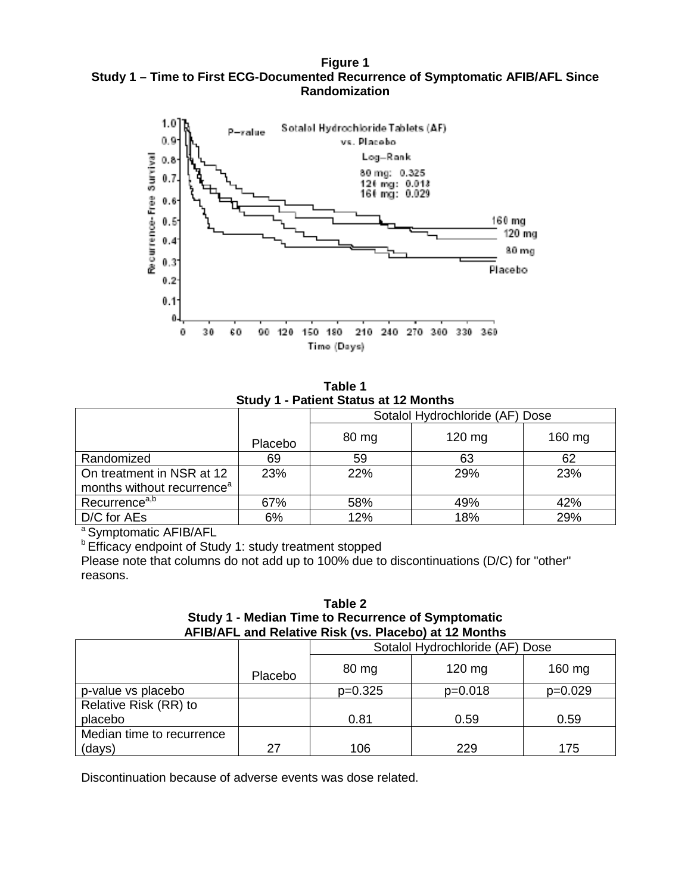**Figure 1**
**Study 1 – Time to First ECG-Documented Recurrence of Symptomatic AFIB/AFL Since Randomization**

**Table 1**
**Study 1 - Patient Status at 12 Months**

| | Placebo | Sotalol Hydrochloride (AF) Dose | | |
|---|---|---|---|---|
| | | 80 mg | 120 mg | 160 mg |
| Randomized | 69 | 59 | 63 | 62 |
| On treatment in NSR at 12 months without recurrence[a] | 23% | 22% | 29% | 23% |
| Recurrence[a,b] | 67% | 58% | 49% | 42% |
| D/C for AEs | 6% | 12% | 18% | 29% |

[a] Symptomatic AFIB/AFL
[b] Efficacy endpoint of Study 1: study treatment stopped
Please note that columns do not add up to 100% due to discontinuations (D/C) for "other" reasons.

**Table 2**
**Study 1 - Median Time to Recurrence of Symptomatic AFIB/AFL and Relative Risk (vs. Placebo) at 12 Months**

| | Placebo | Sotalol Hydrochloride (AF) Dose | | |
|---|---|---|---|---|
| | | 80 mg | 120 mg | 160 mg |
| p-value vs placebo | | p=0.325 | p=0.018 | p=0.029 |
| Relative Risk (RR) to placebo | | 0.81 | 0.59 | 0.59 |
| Median time to recurrence (days) | 27 | 106 | 229 | 175 |

Discontinuation because of adverse events was dose related.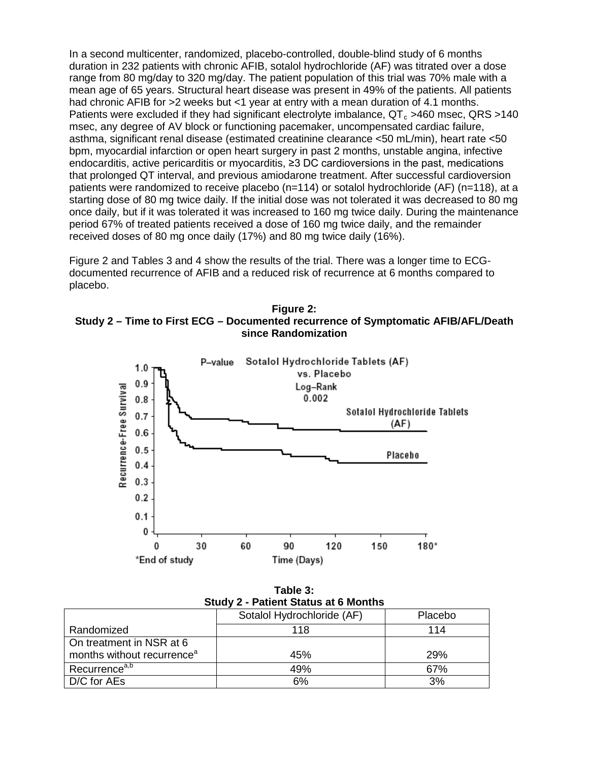In a second multicenter, randomized, placebo-controlled, double-blind study of 6 months duration in 232 patients with chronic AFIB, sotalol hydrochloride (AF) was titrated over a dose range from 80 mg/day to 320 mg/day. The patient population of this trial was 70% male with a mean age of 65 years. Structural heart disease was present in 49% of the patients. All patients had chronic AFIB for >2 weeks but <1 year at entry with a mean duration of 4.1 months. Patients were excluded if they had significant electrolyte imbalance, $QT_c$ >460 msec, QRS >140 msec, any degree of AV block or functioning pacemaker, uncompensated cardiac failure, asthma, significant renal disease (estimated creatinine clearance <50 mL/min), heart rate <50 bpm, myocardial infarction or open heart surgery in past 2 months, unstable angina, infective endocarditis, active pericarditis or myocarditis, ≥3 DC cardioversions in the past, medications that prolonged QT interval, and previous amiodarone treatment. After successful cardioversion patients were randomized to receive placebo (n=114) or sotalol hydrochloride (AF) (n=118), at a starting dose of 80 mg twice daily. If the initial dose was not tolerated it was decreased to 80 mg once daily, but if it was tolerated it was increased to 160 mg twice daily. During the maintenance period 67% of treated patients received a dose of 160 mg twice daily, and the remainder received doses of 80 mg once daily (17%) and 80 mg twice daily (16%).

Figure 2 and Tables 3 and 4 show the results of the trial. There was a longer time to ECG-documented recurrence of AFIB and a reduced risk of recurrence at 6 months compared to placebo.

**Figure 2:**
**Study 2 – Time to First ECG – Documented recurrence of Symptomatic AFIB/AFL/Death since Randomization**

**Table 3:**
**Study 2 - Patient Status at 6 Months**

| | Sotalol Hydrochloride (AF) | Placebo |
|---|---|---|
| Randomized | 118 | 114 |
| On treatment in NSR at 6 months without recurrence[a] | 45% | 29% |
| Recurrence[a,b] | 49% | 67% |
| D/C for AEs | 6% | 3% |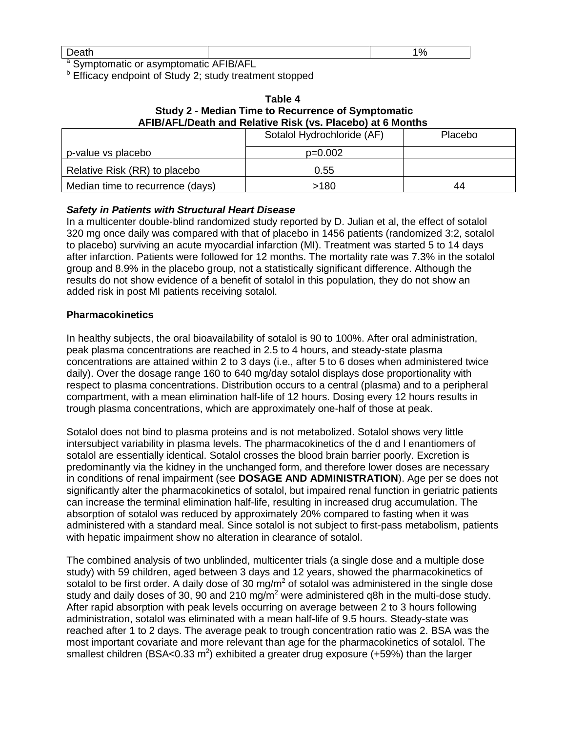| Death | | 1% |
|---|---|---|

[a] Symptomatic or asymptomatic AFIB/AFL

[b] Efficacy endpoint of Study 2; study treatment stopped

**Table 4**
**Study 2 - Median Time to Recurrence of Symptomatic AFIB/AFL/Death and Relative Risk (vs. Placebo) at 6 Months**

| | Sotalol Hydrochloride (AF) | Placebo |
|---|---|---|
| p-value vs placebo | p=0.002 | |
| Relative Risk (RR) to placebo | 0.55 | |
| Median time to recurrence (days) | >180 | 44 |

***Safety in Patients with Structural Heart Disease***

In a multicenter double-blind randomized study reported by D. Julian et al, the effect of sotalol 320 mg once daily was compared with that of placebo in 1456 patients (randomized 3:2, sotalol to placebo) surviving an acute myocardial infarction (MI). Treatment was started 5 to 14 days after infarction. Patients were followed for 12 months. The mortality rate was 7.3% in the sotalol group and 8.9% in the placebo group, not a statistically significant difference. Although the results do not show evidence of a benefit of sotalol in this population, they do not show an added risk in post MI patients receiving sotalol.

**Pharmacokinetics**

In healthy subjects, the oral bioavailability of sotalol is 90 to 100%. After oral administration, peak plasma concentrations are reached in 2.5 to 4 hours, and steady-state plasma concentrations are attained within 2 to 3 days (i.e., after 5 to 6 doses when administered twice daily). Over the dosage range 160 to 640 mg/day sotalol displays dose proportionality with respect to plasma concentrations. Distribution occurs to a central (plasma) and to a peripheral compartment, with a mean elimination half-life of 12 hours. Dosing every 12 hours results in trough plasma concentrations, which are approximately one-half of those at peak.

Sotalol does not bind to plasma proteins and is not metabolized. Sotalol shows very little intersubject variability in plasma levels. The pharmacokinetics of the d and l enantiomers of sotalol are essentially identical. Sotalol crosses the blood brain barrier poorly. Excretion is predominantly via the kidney in the unchanged form, and therefore lower doses are necessary in conditions of renal impairment (see **DOSAGE AND ADMINISTRATION**). Age per se does not significantly alter the pharmacokinetics of sotalol, but impaired renal function in geriatric patients can increase the terminal elimination half-life, resulting in increased drug accumulation. The absorption of sotalol was reduced by approximately 20% compared to fasting when it was administered with a standard meal. Since sotalol is not subject to first-pass metabolism, patients with hepatic impairment show no alteration in clearance of sotalol.

The combined analysis of two unblinded, multicenter trials (a single dose and a multiple dose study) with 59 children, aged between 3 days and 12 years, showed the pharmacokinetics of sotalol to be first order. A daily dose of 30 mg/$m^2$ of sotalol was administered in the single dose study and daily doses of 30, 90 and 210 mg/$m^2$ were administered q8h in the multi-dose study. After rapid absorption with peak levels occurring on average between 2 to 3 hours following administration, sotalol was eliminated with a mean half-life of 9.5 hours. Steady-state was reached after 1 to 2 days. The average peak to trough concentration ratio was 2. BSA was the most important covariate and more relevant than age for the pharmacokinetics of sotalol. The smallest children (BSA<0.33 $m^2$) exhibited a greater drug exposure (+59%) than the larger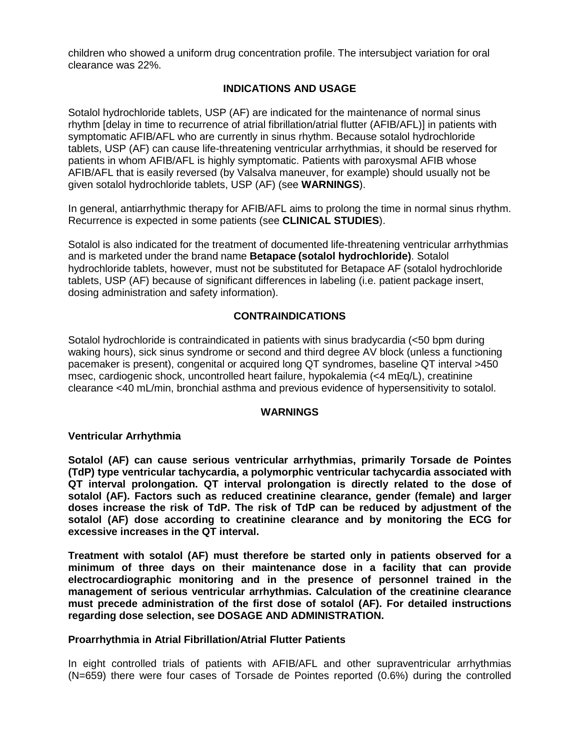children who showed a uniform drug concentration profile. The intersubject variation for oral clearance was 22%.

## INDICATIONS AND USAGE

Sotalol hydrochloride tablets, USP (AF) are indicated for the maintenance of normal sinus rhythm [delay in time to recurrence of atrial fibrillation/atrial flutter (AFIB/AFL)] in patients with symptomatic AFIB/AFL who are currently in sinus rhythm. Because sotalol hydrochloride tablets, USP (AF) can cause life-threatening ventricular arrhythmias, it should be reserved for patients in whom AFIB/AFL is highly symptomatic. Patients with paroxysmal AFIB whose AFIB/AFL that is easily reversed (by Valsalva maneuver, for example) should usually not be given sotalol hydrochloride tablets, USP (AF) (see **WARNINGS**).

In general, antiarrhythmic therapy for AFIB/AFL aims to prolong the time in normal sinus rhythm. Recurrence is expected in some patients (see **CLINICAL STUDIES**).

Sotalol is also indicated for the treatment of documented life-threatening ventricular arrhythmias and is marketed under the brand name **Betapace (sotalol hydrochloride)**. Sotalol hydrochloride tablets, however, must not be substituted for Betapace AF (sotalol hydrochloride tablets, USP (AF) because of significant differences in labeling (i.e. patient package insert, dosing administration and safety information).

## CONTRAINDICATIONS

Sotalol hydrochloride is contraindicated in patients with sinus bradycardia (<50 bpm during waking hours), sick sinus syndrome or second and third degree AV block (unless a functioning pacemaker is present), congenital or acquired long QT syndromes, baseline QT interval >450 msec, cardiogenic shock, uncontrolled heart failure, hypokalemia (<4 mEq/L), creatinine clearance <40 mL/min, bronchial asthma and previous evidence of hypersensitivity to sotalol.

## WARNINGS

### Ventricular Arrhythmia

**Sotalol (AF) can cause serious ventricular arrhythmias, primarily Torsade de Pointes (TdP) type ventricular tachycardia, a polymorphic ventricular tachycardia associated with QT interval prolongation. QT interval prolongation is directly related to the dose of sotalol (AF). Factors such as reduced creatinine clearance, gender (female) and larger doses increase the risk of TdP. The risk of TdP can be reduced by adjustment of the sotalol (AF) dose according to creatinine clearance and by monitoring the ECG for excessive increases in the QT interval.**

**Treatment with sotalol (AF) must therefore be started only in patients observed for a minimum of three days on their maintenance dose in a facility that can provide electrocardiographic monitoring and in the presence of personnel trained in the management of serious ventricular arrhythmias. Calculation of the creatinine clearance must precede administration of the first dose of sotalol (AF). For detailed instructions regarding dose selection, see DOSAGE AND ADMINISTRATION.**

### Proarrhythmia in Atrial Fibrillation/Atrial Flutter Patients

In eight controlled trials of patients with AFIB/AFL and other supraventricular arrhythmias (N=659) there were four cases of Torsade de Pointes reported (0.6%) during the controlled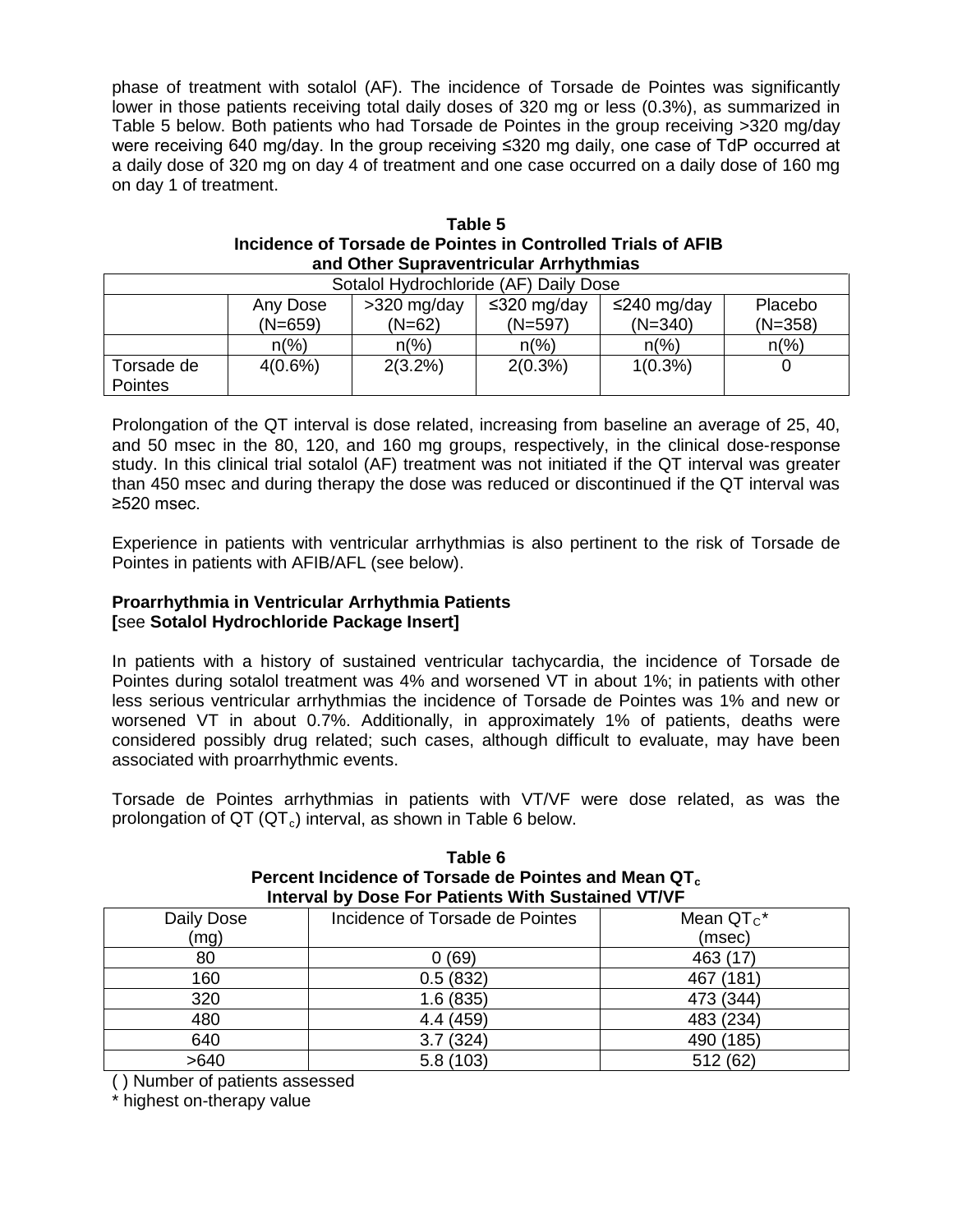phase of treatment with sotalol (AF). The incidence of Torsade de Pointes was significantly lower in those patients receiving total daily doses of 320 mg or less (0.3%), as summarized in Table 5 below. Both patients who had Torsade de Pointes in the group receiving >320 mg/day were receiving 640 mg/day. In the group receiving ≤320 mg daily, one case of TdP occurred at a daily dose of 320 mg on day 4 of treatment and one case occurred on a daily dose of 160 mg on day 1 of treatment.

**Table 5**
**Incidence of Torsade de Pointes in Controlled Trials of AFIB and Other Supraventricular Arrhythmias**

| Sotalol Hydrochloride (AF) Daily Dose | | | | | |
|---|---|---|---|---|---|
| | Any Dose (N=659) | >320 mg/day (N=62) | ≤320 mg/day (N=597) | ≤240 mg/day (N=340) | Placebo (N=358) |
| | n(%) | n(%) | n(%) | n(%) | n(%) |
| Torsade de Pointes | 4(0.6%) | 2(3.2%) | 2(0.3%) | 1(0.3%) | 0 |

Prolongation of the QT interval is dose related, increasing from baseline an average of 25, 40, and 50 msec in the 80, 120, and 160 mg groups, respectively, in the clinical dose-response study. In this clinical trial sotalol (AF) treatment was not initiated if the QT interval was greater than 450 msec and during therapy the dose was reduced or discontinued if the QT interval was ≥520 msec.

Experience in patients with ventricular arrhythmias is also pertinent to the risk of Torsade de Pointes in patients with AFIB/AFL (see below).

**Proarrhythmia in Ventricular Arrhythmia Patients**
**[**see **Sotalol Hydrochloride Package Insert]**

In patients with a history of sustained ventricular tachycardia, the incidence of Torsade de Pointes during sotalol treatment was 4% and worsened VT in about 1%; in patients with other less serious ventricular arrhythmias the incidence of Torsade de Pointes was 1% and new or worsened VT in about 0.7%. Additionally, in approximately 1% of patients, deaths were considered possibly drug related; such cases, although difficult to evaluate, may have been associated with proarrhythmic events.

Torsade de Pointes arrhythmias in patients with VT/VF were dose related, as was the prolongation of QT ($QT_c$) interval, as shown in Table 6 below.

**Table 6**
**Percent Incidence of Torsade de Pointes and Mean $QT_c$ Interval by Dose For Patients With Sustained VT/VF**

| Daily Dose (mg) | Incidence of Torsade de Pointes | Mean $QT_C$* (msec) |
|---|---|---|
| 80 | 0 (69) | 463 (17) |
| 160 | 0.5 (832) | 467 (181) |
| 320 | 1.6 (835) | 473 (344) |
| 480 | 4.4 (459) | 483 (234) |
| 640 | 3.7 (324) | 490 (185) |
| >640 | 5.8 (103) | 512 (62) |

( ) Number of patients assessed
* highest on-therapy value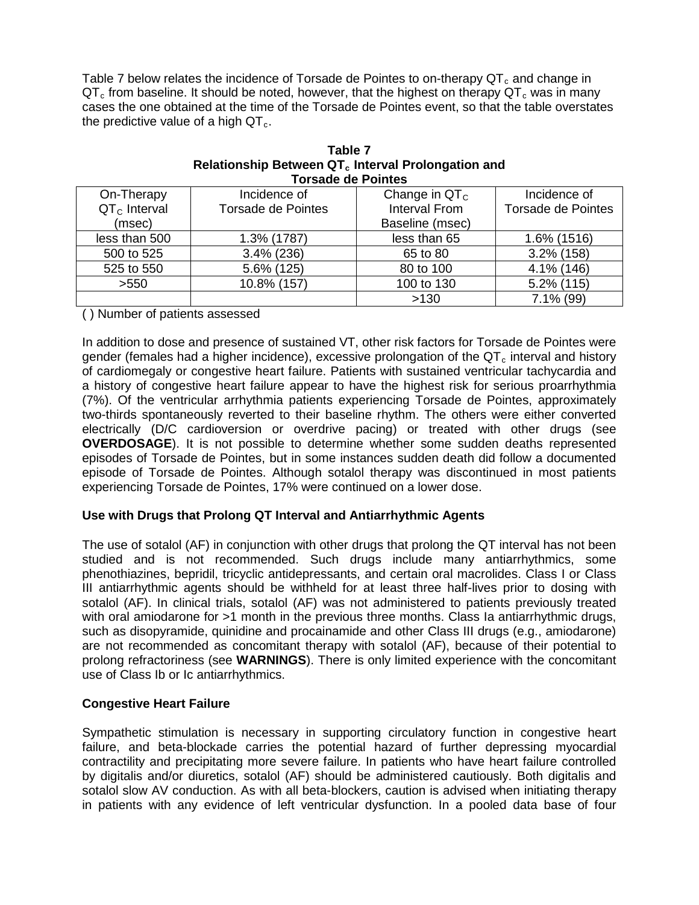Table 7 below relates the incidence of Torsade de Pointes to on-therapy $QT_c$ and change in $QT_c$ from baseline. It should be noted, however, that the highest on therapy $QT_c$ was in many cases the one obtained at the time of the Torsade de Pointes event, so that the table overstates the predictive value of a high $QT_c$.

**Table 7**
**Relationship Between $QT_c$ Interval Prolongation and Torsade de Pointes**

| On-Therapy $QT_C$ Interval (msec) | Incidence of Torsade de Pointes | Change in $QT_C$ Interval From Baseline (msec) | Incidence of Torsade de Pointes |
|---|---|---|---|
| less than 500 | 1.3% (1787) | less than 65 | 1.6% (1516) |
| 500 to 525 | 3.4% (236) | 65 to 80 | 3.2% (158) |
| 525 to 550 | 5.6% (125) | 80 to 100 | 4.1% (146) |
| >550 | 10.8% (157) | 100 to 130 | 5.2% (115) |
| | | >130 | 7.1% (99) |

( ) Number of patients assessed

In addition to dose and presence of sustained VT, other risk factors for Torsade de Pointes were gender (females had a higher incidence), excessive prolongation of the $QT_c$ interval and history of cardiomegaly or congestive heart failure. Patients with sustained ventricular tachycardia and a history of congestive heart failure appear to have the highest risk for serious proarrhythmia (7%). Of the ventricular arrhythmia patients experiencing Torsade de Pointes, approximately two-thirds spontaneously reverted to their baseline rhythm. The others were either converted electrically (D/C cardioversion or overdrive pacing) or treated with other drugs (see **OVERDOSAGE**). It is not possible to determine whether some sudden deaths represented episodes of Torsade de Pointes, but in some instances sudden death did follow a documented episode of Torsade de Pointes. Although sotalol therapy was discontinued in most patients experiencing Torsade de Pointes, 17% were continued on a lower dose.

**Use with Drugs that Prolong QT Interval and Antiarrhythmic Agents**

The use of sotalol (AF) in conjunction with other drugs that prolong the QT interval has not been studied and is not recommended. Such drugs include many antiarrhythmics, some phenothiazines, bepridil, tricyclic antidepressants, and certain oral macrolides. Class I or Class III antiarrhythmic agents should be withheld for at least three half-lives prior to dosing with sotalol (AF). In clinical trials, sotalol (AF) was not administered to patients previously treated with oral amiodarone for >1 month in the previous three months. Class Ia antiarrhythmic drugs, such as disopyramide, quinidine and procainamide and other Class III drugs (e.g., amiodarone) are not recommended as concomitant therapy with sotalol (AF), because of their potential to prolong refractoriness (see **WARNINGS**). There is only limited experience with the concomitant use of Class Ib or Ic antiarrhythmics.

**Congestive Heart Failure**

Sympathetic stimulation is necessary in supporting circulatory function in congestive heart failure, and beta-blockade carries the potential hazard of further depressing myocardial contractility and precipitating more severe failure. In patients who have heart failure controlled by digitalis and/or diuretics, sotalol (AF) should be administered cautiously. Both digitalis and sotalol slow AV conduction. As with all beta-blockers, caution is advised when initiating therapy in patients with any evidence of left ventricular dysfunction. In a pooled data base of four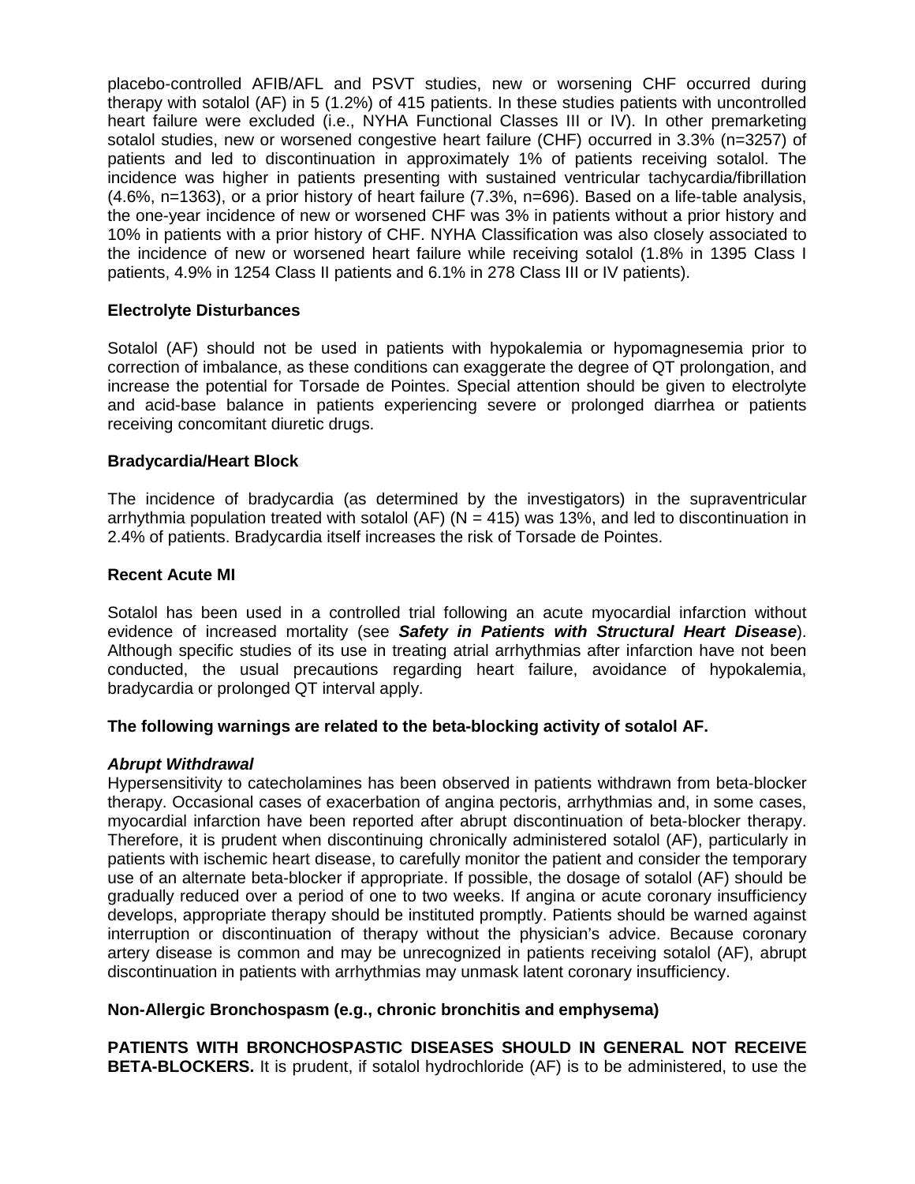placebo-controlled AFIB/AFL and PSVT studies, new or worsening CHF occurred during therapy with sotalol (AF) in 5 (1.2%) of 415 patients. In these studies patients with uncontrolled heart failure were excluded (i.e., NYHA Functional Classes III or IV). In other premarketing sotalol studies, new or worsened congestive heart failure (CHF) occurred in 3.3% (n=3257) of patients and led to discontinuation in approximately 1% of patients receiving sotalol. The incidence was higher in patients presenting with sustained ventricular tachycardia/fibrillation (4.6%, n=1363), or a prior history of heart failure (7.3%, n=696). Based on a life-table analysis, the one-year incidence of new or worsened CHF was 3% in patients without a prior history and 10% in patients with a prior history of CHF. NYHA Classification was also closely associated to the incidence of new or worsened heart failure while receiving sotalol (1.8% in 1395 Class I patients, 4.9% in 1254 Class II patients and 6.1% in 278 Class III or IV patients).

**Electrolyte Disturbances**

Sotalol (AF) should not be used in patients with hypokalemia or hypomagnesemia prior to correction of imbalance, as these conditions can exaggerate the degree of QT prolongation, and increase the potential for Torsade de Pointes. Special attention should be given to electrolyte and acid-base balance in patients experiencing severe or prolonged diarrhea or patients receiving concomitant diuretic drugs.

**Bradycardia/Heart Block**

The incidence of bradycardia (as determined by the investigators) in the supraventricular arrhythmia population treated with sotalol (AF) (N = 415) was 13%, and led to discontinuation in 2.4% of patients. Bradycardia itself increases the risk of Torsade de Pointes.

**Recent Acute MI**

Sotalol has been used in a controlled trial following an acute myocardial infarction without evidence of increased mortality (see ***Safety in Patients with Structural Heart Disease***). Although specific studies of its use in treating atrial arrhythmias after infarction have not been conducted, the usual precautions regarding heart failure, avoidance of hypokalemia, bradycardia or prolonged QT interval apply.

**The following warnings are related to the beta-blocking activity of sotalol AF.**

***Abrupt Withdrawal***

Hypersensitivity to catecholamines has been observed in patients withdrawn from beta-blocker therapy. Occasional cases of exacerbation of angina pectoris, arrhythmias and, in some cases, myocardial infarction have been reported after abrupt discontinuation of beta-blocker therapy. Therefore, it is prudent when discontinuing chronically administered sotalol (AF), particularly in patients with ischemic heart disease, to carefully monitor the patient and consider the temporary use of an alternate beta-blocker if appropriate. If possible, the dosage of sotalol (AF) should be gradually reduced over a period of one to two weeks. If angina or acute coronary insufficiency develops, appropriate therapy should be instituted promptly. Patients should be warned against interruption or discontinuation of therapy without the physician's advice. Because coronary artery disease is common and may be unrecognized in patients receiving sotalol (AF), abrupt discontinuation in patients with arrhythmias may unmask latent coronary insufficiency.

**Non-Allergic Bronchospasm (e.g., chronic bronchitis and emphysema)**

**PATIENTS WITH BRONCHOSPASTIC DISEASES SHOULD IN GENERAL NOT RECEIVE BETA-BLOCKERS.** It is prudent, if sotalol hydrochloride (AF) is to be administered, to use the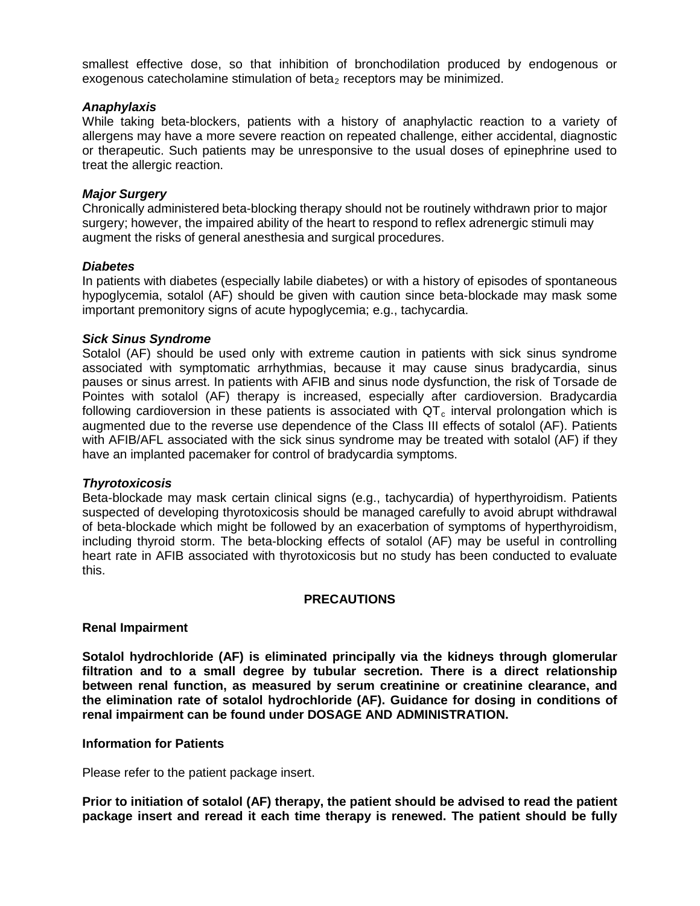smallest effective dose, so that inhibition of bronchodilation produced by endogenous or exogenous catecholamine stimulation of $beta_2$ receptors may be minimized.

***Anaphylaxis***

While taking beta-blockers, patients with a history of anaphylactic reaction to a variety of allergens may have a more severe reaction on repeated challenge, either accidental, diagnostic or therapeutic. Such patients may be unresponsive to the usual doses of epinephrine used to treat the allergic reaction.

***Major Surgery***

Chronically administered beta-blocking therapy should not be routinely withdrawn prior to major surgery; however, the impaired ability of the heart to respond to reflex adrenergic stimuli may augment the risks of general anesthesia and surgical procedures.

***Diabetes***

In patients with diabetes (especially labile diabetes) or with a history of episodes of spontaneous hypoglycemia, sotalol (AF) should be given with caution since beta-blockade may mask some important premonitory signs of acute hypoglycemia; e.g., tachycardia.

***Sick Sinus Syndrome***

Sotalol (AF) should be used only with extreme caution in patients with sick sinus syndrome associated with symptomatic arrhythmias, because it may cause sinus bradycardia, sinus pauses or sinus arrest. In patients with AFIB and sinus node dysfunction, the risk of Torsade de Pointes with sotalol (AF) therapy is increased, especially after cardioversion. Bradycardia following cardioversion in these patients is associated with $QT_c$ interval prolongation which is augmented due to the reverse use dependence of the Class III effects of sotalol (AF). Patients with AFIB/AFL associated with the sick sinus syndrome may be treated with sotalol (AF) if they have an implanted pacemaker for control of bradycardia symptoms.

***Thyrotoxicosis***

Beta-blockade may mask certain clinical signs (e.g., tachycardia) of hyperthyroidism. Patients suspected of developing thyrotoxicosis should be managed carefully to avoid abrupt withdrawal of beta-blockade which might be followed by an exacerbation of symptoms of hyperthyroidism, including thyroid storm. The beta-blocking effects of sotalol (AF) may be useful in controlling heart rate in AFIB associated with thyrotoxicosis but no study has been conducted to evaluate this.

## PRECAUTIONS

### Renal Impairment

**Sotalol hydrochloride (AF) is eliminated principally via the kidneys through glomerular filtration and to a small degree by tubular secretion. There is a direct relationship between renal function, as measured by serum creatinine or creatinine clearance, and the elimination rate of sotalol hydrochloride (AF). Guidance for dosing in conditions of renal impairment can be found under DOSAGE AND ADMINISTRATION.**

### Information for Patients

Please refer to the patient package insert.

**Prior to initiation of sotalol (AF) therapy, the patient should be advised to read the patient package insert and reread it each time therapy is renewed. The patient should be fully**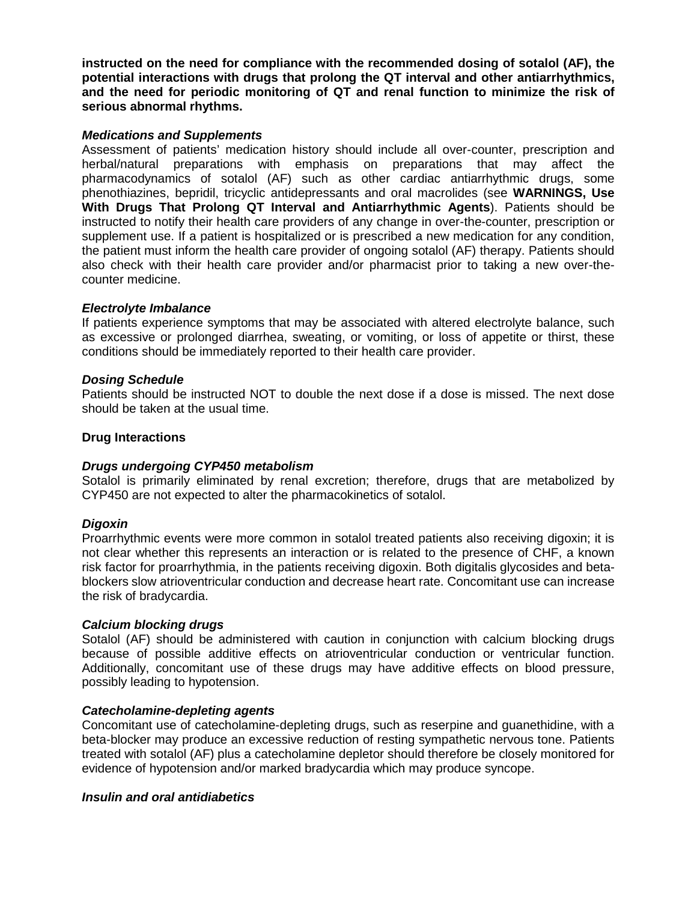**instructed on the need for compliance with the recommended dosing of sotalol (AF), the potential interactions with drugs that prolong the QT interval and other antiarrhythmics, and the need for periodic monitoring of QT and renal function to minimize the risk of serious abnormal rhythms.**

***Medications and Supplements***

Assessment of patients' medication history should include all over-counter, prescription and herbal/natural preparations with emphasis on preparations that may affect the pharmacodynamics of sotalol (AF) such as other cardiac antiarrhythmic drugs, some phenothiazines, bepridil, tricyclic antidepressants and oral macrolides (see **WARNINGS, Use With Drugs That Prolong QT Interval and Antiarrhythmic Agents**). Patients should be instructed to notify their health care providers of any change in over-the-counter, prescription or supplement use. If a patient is hospitalized or is prescribed a new medication for any condition, the patient must inform the health care provider of ongoing sotalol (AF) therapy. Patients should also check with their health care provider and/or pharmacist prior to taking a new over-the-counter medicine.

***Electrolyte Imbalance***

If patients experience symptoms that may be associated with altered electrolyte balance, such as excessive or prolonged diarrhea, sweating, or vomiting, or loss of appetite or thirst, these conditions should be immediately reported to their health care provider.

***Dosing Schedule***

Patients should be instructed NOT to double the next dose if a dose is missed. The next dose should be taken at the usual time.

**Drug Interactions**

***Drugs undergoing CYP450 metabolism***

Sotalol is primarily eliminated by renal excretion; therefore, drugs that are metabolized by CYP450 are not expected to alter the pharmacokinetics of sotalol.

***Digoxin***

Proarrhythmic events were more common in sotalol treated patients also receiving digoxin; it is not clear whether this represents an interaction or is related to the presence of CHF, a known risk factor for proarrhythmia, in the patients receiving digoxin. Both digitalis glycosides and beta-blockers slow atrioventricular conduction and decrease heart rate. Concomitant use can increase the risk of bradycardia.

***Calcium blocking drugs***

Sotalol (AF) should be administered with caution in conjunction with calcium blocking drugs because of possible additive effects on atrioventricular conduction or ventricular function. Additionally, concomitant use of these drugs may have additive effects on blood pressure, possibly leading to hypotension.

***Catecholamine-depleting agents***

Concomitant use of catecholamine-depleting drugs, such as reserpine and guanethidine, with a beta-blocker may produce an excessive reduction of resting sympathetic nervous tone. Patients treated with sotalol (AF) plus a catecholamine depletor should therefore be closely monitored for evidence of hypotension and/or marked bradycardia which may produce syncope.

***Insulin and oral antidiabetics***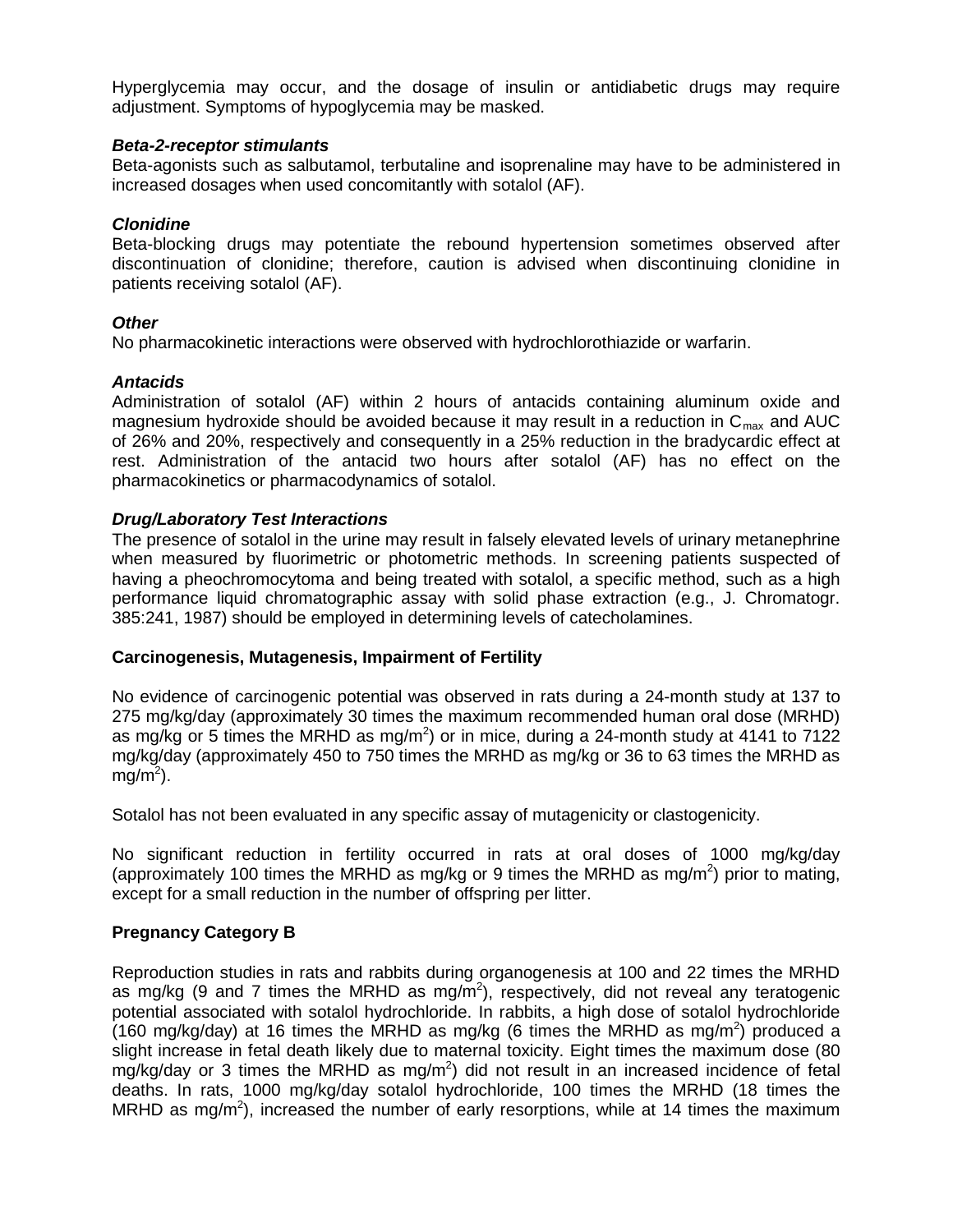Hyperglycemia may occur, and the dosage of insulin or antidiabetic drugs may require adjustment. Symptoms of hypoglycemia may be masked.

***Beta-2-receptor stimulants***

Beta-agonists such as salbutamol, terbutaline and isoprenaline may have to be administered in increased dosages when used concomitantly with sotalol (AF).

***Clonidine***

Beta-blocking drugs may potentiate the rebound hypertension sometimes observed after discontinuation of clonidine; therefore, caution is advised when discontinuing clonidine in patients receiving sotalol (AF).

***Other***

No pharmacokinetic interactions were observed with hydrochlorothiazide or warfarin.

***Antacids***

Administration of sotalol (AF) within 2 hours of antacids containing aluminum oxide and magnesium hydroxide should be avoided because it may result in a reduction in $C_{max}$ and AUC of 26% and 20%, respectively and consequently in a 25% reduction in the bradycardic effect at rest. Administration of the antacid two hours after sotalol (AF) has no effect on the pharmacokinetics or pharmacodynamics of sotalol.

***Drug/Laboratory Test Interactions***

The presence of sotalol in the urine may result in falsely elevated levels of urinary metanephrine when measured by fluorimetric or photometric methods. In screening patients suspected of having a pheochromocytoma and being treated with sotalol, a specific method, such as a high performance liquid chromatographic assay with solid phase extraction (e.g., J. Chromatogr. 385:241, 1987) should be employed in determining levels of catecholamines.

**Carcinogenesis, Mutagenesis, Impairment of Fertility**

No evidence of carcinogenic potential was observed in rats during a 24-month study at 137 to 275 mg/kg/day (approximately 30 times the maximum recommended human oral dose (MRHD) as mg/kg or 5 times the MRHD as $mg/m^2$) or in mice, during a 24-month study at 4141 to 7122 mg/kg/day (approximately 450 to 750 times the MRHD as mg/kg or 36 to 63 times the MRHD as $mg/m^2$).

Sotalol has not been evaluated in any specific assay of mutagenicity or clastogenicity.

No significant reduction in fertility occurred in rats at oral doses of 1000 mg/kg/day (approximately 100 times the MRHD as mg/kg or 9 times the MRHD as $mg/m^2$) prior to mating, except for a small reduction in the number of offspring per litter.

**Pregnancy Category B**

Reproduction studies in rats and rabbits during organogenesis at 100 and 22 times the MRHD as mg/kg (9 and 7 times the MRHD as $mg/m^2$), respectively, did not reveal any teratogenic potential associated with sotalol hydrochloride. In rabbits, a high dose of sotalol hydrochloride (160 mg/kg/day) at 16 times the MRHD as mg/kg (6 times the MRHD as $mg/m^2$) produced a slight increase in fetal death likely due to maternal toxicity. Eight times the maximum dose (80 mg/kg/day or 3 times the MRHD as $mg/m^2$) did not result in an increased incidence of fetal deaths. In rats, 1000 mg/kg/day sotalol hydrochloride, 100 times the MRHD (18 times the MRHD as $mg/m^2$), increased the number of early resorptions, while at 14 times the maximum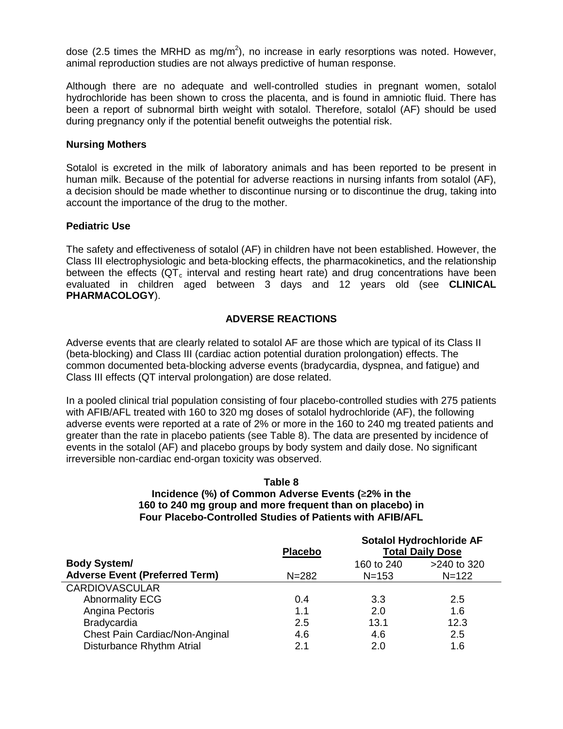dose (2.5 times the MRHD as mg/m$^2$), no increase in early resorptions was noted. However, animal reproduction studies are not always predictive of human response.

Although there are no adequate and well-controlled studies in pregnant women, sotalol hydrochloride has been shown to cross the placenta, and is found in amniotic fluid. There has been a report of subnormal birth weight with sotalol. Therefore, sotalol (AF) should be used during pregnancy only if the potential benefit outweighs the potential risk.

**Nursing Mothers**

Sotalol is excreted in the milk of laboratory animals and has been reported to be present in human milk. Because of the potential for adverse reactions in nursing infants from sotalol (AF), a decision should be made whether to discontinue nursing or to discontinue the drug, taking into account the importance of the drug to the mother.

**Pediatric Use**

The safety and effectiveness of sotalol (AF) in children have not been established. However, the Class III electrophysiologic and beta-blocking effects, the pharmacokinetics, and the relationship between the effects ($QT_c$ interval and resting heart rate) and drug concentrations have been evaluated in children aged between 3 days and 12 years old (see **CLINICAL PHARMACOLOGY**).

## ADVERSE REACTIONS

Adverse events that are clearly related to sotalol AF are those which are typical of its Class II (beta-blocking) and Class III (cardiac action potential duration prolongation) effects. The common documented beta-blocking adverse events (bradycardia, dyspnea, and fatigue) and Class III effects (QT interval prolongation) are dose related.

In a pooled clinical trial population consisting of four placebo-controlled studies with 275 patients with AFIB/AFL treated with 160 to 320 mg doses of sotalol hydrochloride (AF), the following adverse events were reported at a rate of 2% or more in the 160 to 240 mg treated patients and greater than the rate in placebo patients (see Table 8). The data are presented by incidence of events in the sotalol (AF) and placebo groups by body system and daily dose. No significant irreversible non-cardiac end-organ toxicity was observed.

**Table 8**
**Incidence (%) of Common Adverse Events (≥2% in the 160 to 240 mg group and more frequent than on placebo) in Four Placebo-Controlled Studies of Patients with AFIB/AFL**

| Body System/ Adverse Event (Preferred Term) | Placebo N=282 | Sotalol Hydrochloride AF Total Daily Dose 160 to 240 N=153 | >240 to 320 N=122 |
|---|---|---|---|
| CARDIOVASCULAR | | | |
| Abnormality ECG | 0.4 | 3.3 | 2.5 |
| Angina Pectoris | 1.1 | 2.0 | 1.6 |
| Bradycardia | 2.5 | 13.1 | 12.3 |
| Chest Pain Cardiac/Non-Anginal | 4.6 | 4.6 | 2.5 |
| Disturbance Rhythm Atrial | 2.1 | 2.0 | 1.6 |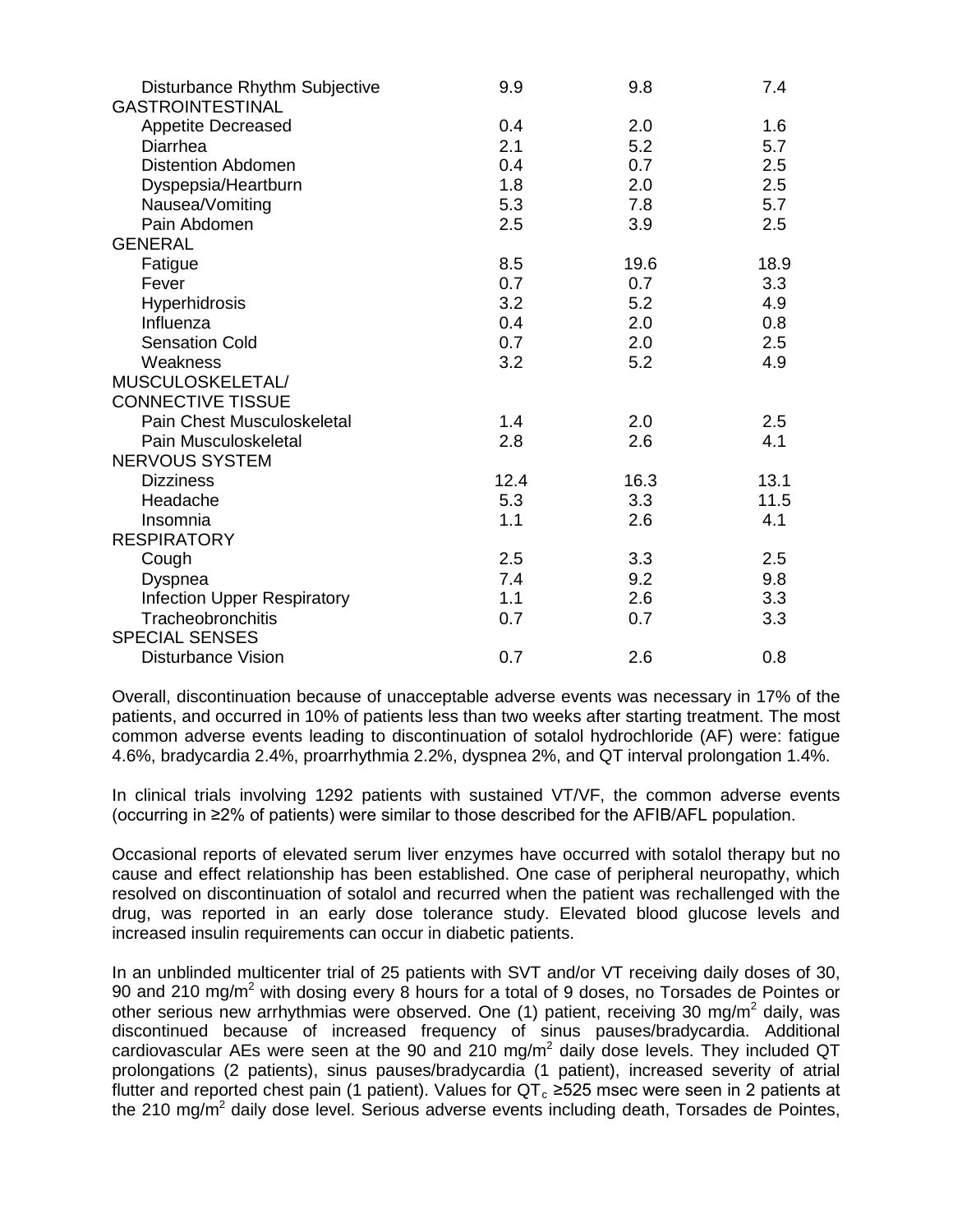| | | | |
|---|---|---|---|
| Disturbance Rhythm Subjective | 9.9 | 9.8 | 7.4 |
| GASTROINTESTINAL | | | |
| Appetite Decreased | 0.4 | 2.0 | 1.6 |
| Diarrhea | 2.1 | 5.2 | 5.7 |
| Distention Abdomen | 0.4 | 0.7 | 2.5 |
| Dyspepsia/Heartburn | 1.8 | 2.0 | 2.5 |
| Nausea/Vomiting | 5.3 | 7.8 | 5.7 |
| Pain Abdomen | 2.5 | 3.9 | 2.5 |
| GENERAL | | | |
| Fatigue | 8.5 | 19.6 | 18.9 |
| Fever | 0.7 | 0.7 | 3.3 |
| Hyperhidrosis | 3.2 | 5.2 | 4.9 |
| Influenza | 0.4 | 2.0 | 0.8 |
| Sensation Cold | 0.7 | 2.0 | 2.5 |
| Weakness | 3.2 | 5.2 | 4.9 |
| MUSCULOSKELETAL/ CONNECTIVE TISSUE | | | |
| Pain Chest Musculoskeletal | 1.4 | 2.0 | 2.5 |
| Pain Musculoskeletal | 2.8 | 2.6 | 4.1 |
| NERVOUS SYSTEM | | | |
| Dizziness | 12.4 | 16.3 | 13.1 |
| Headache | 5.3 | 3.3 | 11.5 |
| Insomnia | 1.1 | 2.6 | 4.1 |
| RESPIRATORY | | | |
| Cough | 2.5 | 3.3 | 2.5 |
| Dyspnea | 7.4 | 9.2 | 9.8 |
| Infection Upper Respiratory | 1.1 | 2.6 | 3.3 |
| Tracheobronchitis | 0.7 | 0.7 | 3.3 |
| SPECIAL SENSES | | | |
| Disturbance Vision | 0.7 | 2.6 | 0.8 |

Overall, discontinuation because of unacceptable adverse events was necessary in 17% of the patients, and occurred in 10% of patients less than two weeks after starting treatment. The most common adverse events leading to discontinuation of sotalol hydrochloride (AF) were: fatigue 4.6%, bradycardia 2.4%, proarrhythmia 2.2%, dyspnea 2%, and QT interval prolongation 1.4%.

In clinical trials involving 1292 patients with sustained VT/VF, the common adverse events (occurring in ≥2% of patients) were similar to those described for the AFIB/AFL population.

Occasional reports of elevated serum liver enzymes have occurred with sotalol therapy but no cause and effect relationship has been established. One case of peripheral neuropathy, which resolved on discontinuation of sotalol and recurred when the patient was rechallenged with the drug, was reported in an early dose tolerance study. Elevated blood glucose levels and increased insulin requirements can occur in diabetic patients.

In an unblinded multicenter trial of 25 patients with SVT and/or VT receiving daily doses of 30, 90 and 210 mg/$m^2$ with dosing every 8 hours for a total of 9 doses, no Torsades de Pointes or other serious new arrhythmias were observed. One (1) patient, receiving 30 mg/$m^2$ daily, was discontinued because of increased frequency of sinus pauses/bradycardia. Additional cardiovascular AEs were seen at the 90 and 210 mg/$m^2$ daily dose levels. They included QT prolongations (2 patients), sinus pauses/bradycardia (1 patient), increased severity of atrial flutter and reported chest pain (1 patient). Values for $QT_c$ ≥525 msec were seen in 2 patients at the 210 mg/$m^2$ daily dose level. Serious adverse events including death, Torsades de Pointes,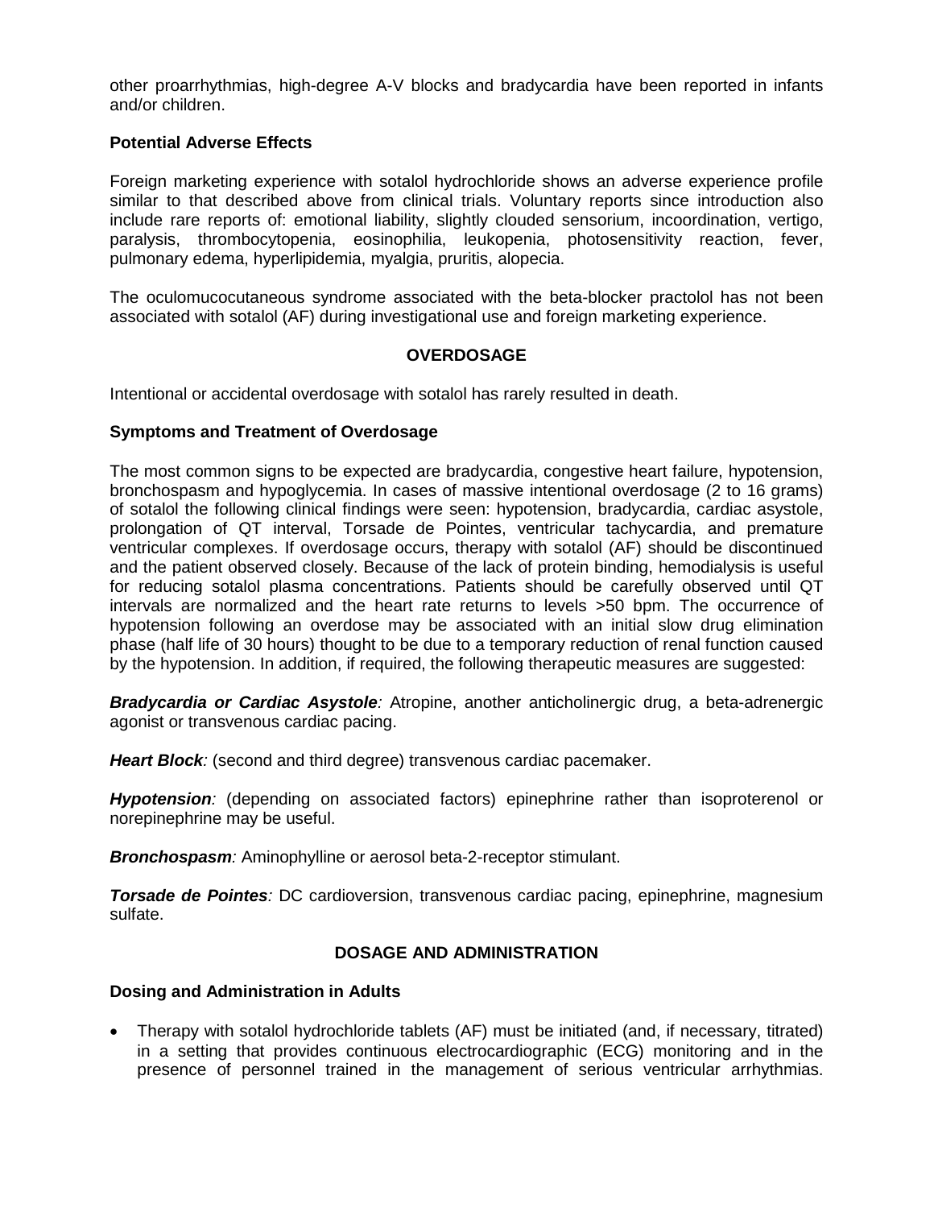other proarrhythmias, high-degree A-V blocks and bradycardia have been reported in infants and/or children.

**Potential Adverse Effects**

Foreign marketing experience with sotalol hydrochloride shows an adverse experience profile similar to that described above from clinical trials. Voluntary reports since introduction also include rare reports of: emotional liability, slightly clouded sensorium, incoordination, vertigo, paralysis, thrombocytopenia, eosinophilia, leukopenia, photosensitivity reaction, fever, pulmonary edema, hyperlipidemia, myalgia, pruritis, alopecia.

The oculomucocutaneous syndrome associated with the beta-blocker practolol has not been associated with sotalol (AF) during investigational use and foreign marketing experience.

## OVERDOSAGE

Intentional or accidental overdosage with sotalol has rarely resulted in death.

**Symptoms and Treatment of Overdosage**

The most common signs to be expected are bradycardia, congestive heart failure, hypotension, bronchospasm and hypoglycemia. In cases of massive intentional overdosage (2 to 16 grams) of sotalol the following clinical findings were seen: hypotension, bradycardia, cardiac asystole, prolongation of QT interval, Torsade de Pointes, ventricular tachycardia, and premature ventricular complexes. If overdosage occurs, therapy with sotalol (AF) should be discontinued and the patient observed closely. Because of the lack of protein binding, hemodialysis is useful for reducing sotalol plasma concentrations. Patients should be carefully observed until QT intervals are normalized and the heart rate returns to levels >50 bpm. The occurrence of hypotension following an overdose may be associated with an initial slow drug elimination phase (half life of 30 hours) thought to be due to a temporary reduction of renal function caused by the hypotension. In addition, if required, the following therapeutic measures are suggested:

***Bradycardia or Cardiac Asystole****:* Atropine, another anticholinergic drug, a beta-adrenergic agonist or transvenous cardiac pacing.

***Heart Block****:* (second and third degree) transvenous cardiac pacemaker.

***Hypotension****:* (depending on associated factors) epinephrine rather than isoproterenol or norepinephrine may be useful.

***Bronchospasm****:* Aminophylline or aerosol beta-2-receptor stimulant.

***Torsade de Pointes****:* DC cardioversion, transvenous cardiac pacing, epinephrine, magnesium sulfate.

## DOSAGE AND ADMINISTRATION

**Dosing and Administration in Adults**

- Therapy with sotalol hydrochloride tablets (AF) must be initiated (and, if necessary, titrated) in a setting that provides continuous electrocardiographic (ECG) monitoring and in the presence of personnel trained in the management of serious ventricular arrhythmias.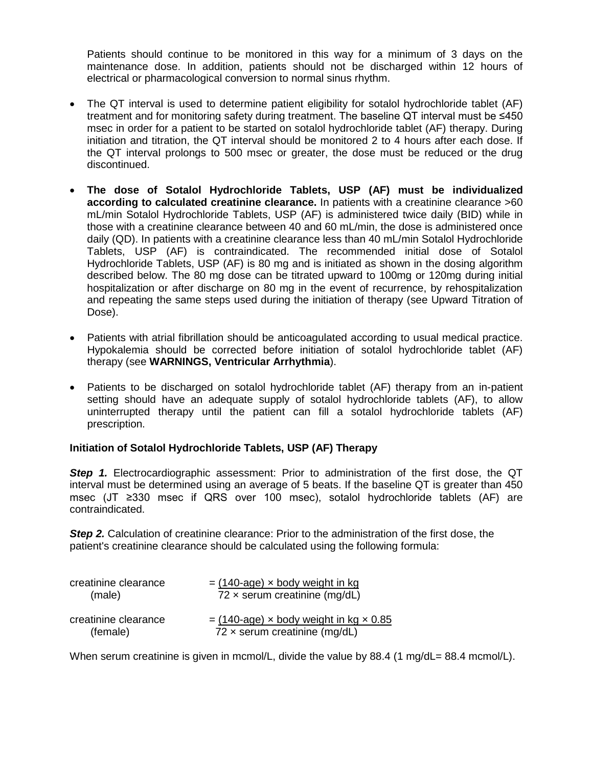Patients should continue to be monitored in this way for a minimum of 3 days on the maintenance dose. In addition, patients should not be discharged within 12 hours of electrical or pharmacological conversion to normal sinus rhythm.

- The QT interval is used to determine patient eligibility for sotalol hydrochloride tablet (AF) treatment and for monitoring safety during treatment. The baseline QT interval must be ≤450 msec in order for a patient to be started on sotalol hydrochloride tablet (AF) therapy. During initiation and titration, the QT interval should be monitored 2 to 4 hours after each dose. If the QT interval prolongs to 500 msec or greater, the dose must be reduced or the drug discontinued.

- **The dose of Sotalol Hydrochloride Tablets, USP (AF) must be individualized according to calculated creatinine clearance.** In patients with a creatinine clearance >60 mL/min Sotalol Hydrochloride Tablets, USP (AF) is administered twice daily (BID) while in those with a creatinine clearance between 40 and 60 mL/min, the dose is administered once daily (QD). In patients with a creatinine clearance less than 40 mL/min Sotalol Hydrochloride Tablets, USP (AF) is contraindicated. The recommended initial dose of Sotalol Hydrochloride Tablets, USP (AF) is 80 mg and is initiated as shown in the dosing algorithm described below. The 80 mg dose can be titrated upward to 100mg or 120mg during initial hospitalization or after discharge on 80 mg in the event of recurrence, by rehospitalization and repeating the same steps used during the initiation of therapy (see Upward Titration of Dose).

- Patients with atrial fibrillation should be anticoagulated according to usual medical practice. Hypokalemia should be corrected before initiation of sotalol hydrochloride tablet (AF) therapy (see **WARNINGS, Ventricular Arrhythmia**).

- Patients to be discharged on sotalol hydrochloride tablet (AF) therapy from an in-patient setting should have an adequate supply of sotalol hydrochloride tablets (AF), to allow uninterrupted therapy until the patient can fill a sotalol hydrochloride tablets (AF) prescription.

**Initiation of Sotalol Hydrochloride Tablets, USP (AF) Therapy**

***Step 1.*** Electrocardiographic assessment: Prior to administration of the first dose, the QT interval must be determined using an average of 5 beats. If the baseline QT is greater than 450 msec (JT ≥330 msec if QRS over 100 msec), sotalol hydrochloride tablets (AF) are contraindicated.

***Step 2.*** Calculation of creatinine clearance: Prior to the administration of the first dose, the patient's creatinine clearance should be calculated using the following formula:

$$\text{creatinine clearance (male)} = \frac{(140\text{-age}) \times \text{body weight in kg}}{72 \times \text{serum creatinine (mg/dL)}}$$

$$\text{creatinine clearance (female)} = \frac{(140\text{-age}) \times \text{body weight in kg} \times 0.85}{72 \times \text{serum creatinine (mg/dL)}}$$

When serum creatinine is given in mcmol/L, divide the value by 88.4 (1 mg/dL= 88.4 mcmol/L).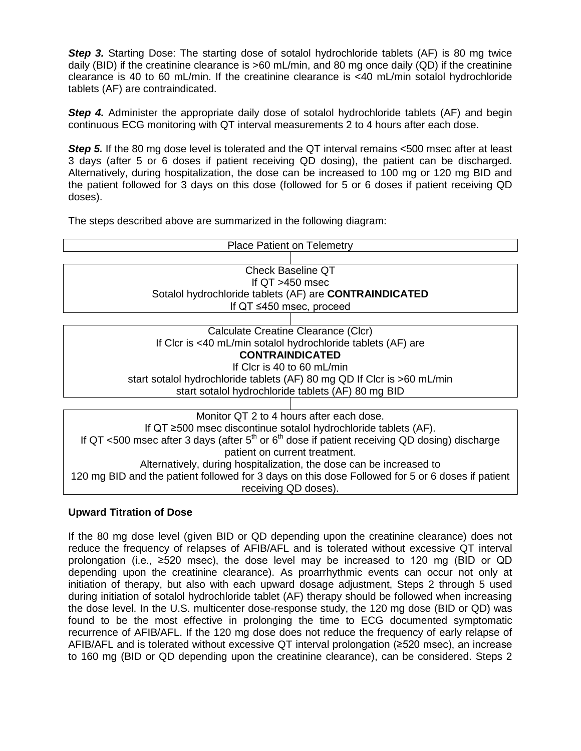***Step 3.*** Starting Dose: The starting dose of sotalol hydrochloride tablets (AF) is 80 mg twice daily (BID) if the creatinine clearance is >60 mL/min, and 80 mg once daily (QD) if the creatinine clearance is 40 to 60 mL/min. If the creatinine clearance is <40 mL/min sotalol hydrochloride tablets (AF) are contraindicated.

***Step 4.*** Administer the appropriate daily dose of sotalol hydrochloride tablets (AF) and begin continuous ECG monitoring with QT interval measurements 2 to 4 hours after each dose.

***Step 5.*** If the 80 mg dose level is tolerated and the QT interval remains <500 msec after at least 3 days (after 5 or 6 doses if patient receiving QD dosing), the patient can be discharged. Alternatively, during hospitalization, the dose can be increased to 100 mg or 120 mg BID and the patient followed for 3 days on this dose (followed for 5 or 6 doses if patient receiving QD doses).

The steps described above are summarized in the following diagram:

| Place Patient on Telemetry |
|---|
| Check Baseline QT<br>If QT >450 msec<br>Sotalol hydrochloride tablets (AF) are **CONTRAINDICATED**<br>If QT ≤450 msec, proceed |
| Calculate Creatine Clearance (Clcr)<br>If Clcr is <40 mL/min sotalol hydrochloride tablets (AF) are<br>**CONTRAINDICATED**<br>If Clcr is 40 to 60 mL/min<br>start sotalol hydrochloride tablets (AF) 80 mg QD If Clcr is >60 mL/min<br>start sotalol hydrochloride tablets (AF) 80 mg BID |
| Monitor QT 2 to 4 hours after each dose.<br>If QT ≥500 msec discontinue sotalol hydrochloride tablets (AF).<br>If QT <500 msec after 3 days (after 5th or 6th dose if patient receiving QD dosing) discharge patient on current treatment.<br>Alternatively, during hospitalization, the dose can be increased to<br>120 mg BID and the patient followed for 3 days on this dose Followed for 5 or 6 doses if patient receiving QD doses). |

**Upward Titration of Dose**

If the 80 mg dose level (given BID or QD depending upon the creatinine clearance) does not reduce the frequency of relapses of AFIB/AFL and is tolerated without excessive QT interval prolongation (i.e., ≥520 msec), the dose level may be increased to 120 mg (BID or QD depending upon the creatinine clearance). As proarrhythmic events can occur not only at initiation of therapy, but also with each upward dosage adjustment, Steps 2 through 5 used during initiation of sotalol hydrochloride tablet (AF) therapy should be followed when increasing the dose level. In the U.S. multicenter dose-response study, the 120 mg dose (BID or QD) was found to be the most effective in prolonging the time to ECG documented symptomatic recurrence of AFIB/AFL. If the 120 mg dose does not reduce the frequency of early relapse of AFIB/AFL and is tolerated without excessive QT interval prolongation (≥520 msec), an increase to 160 mg (BID or QD depending upon the creatinine clearance), can be considered. Steps 2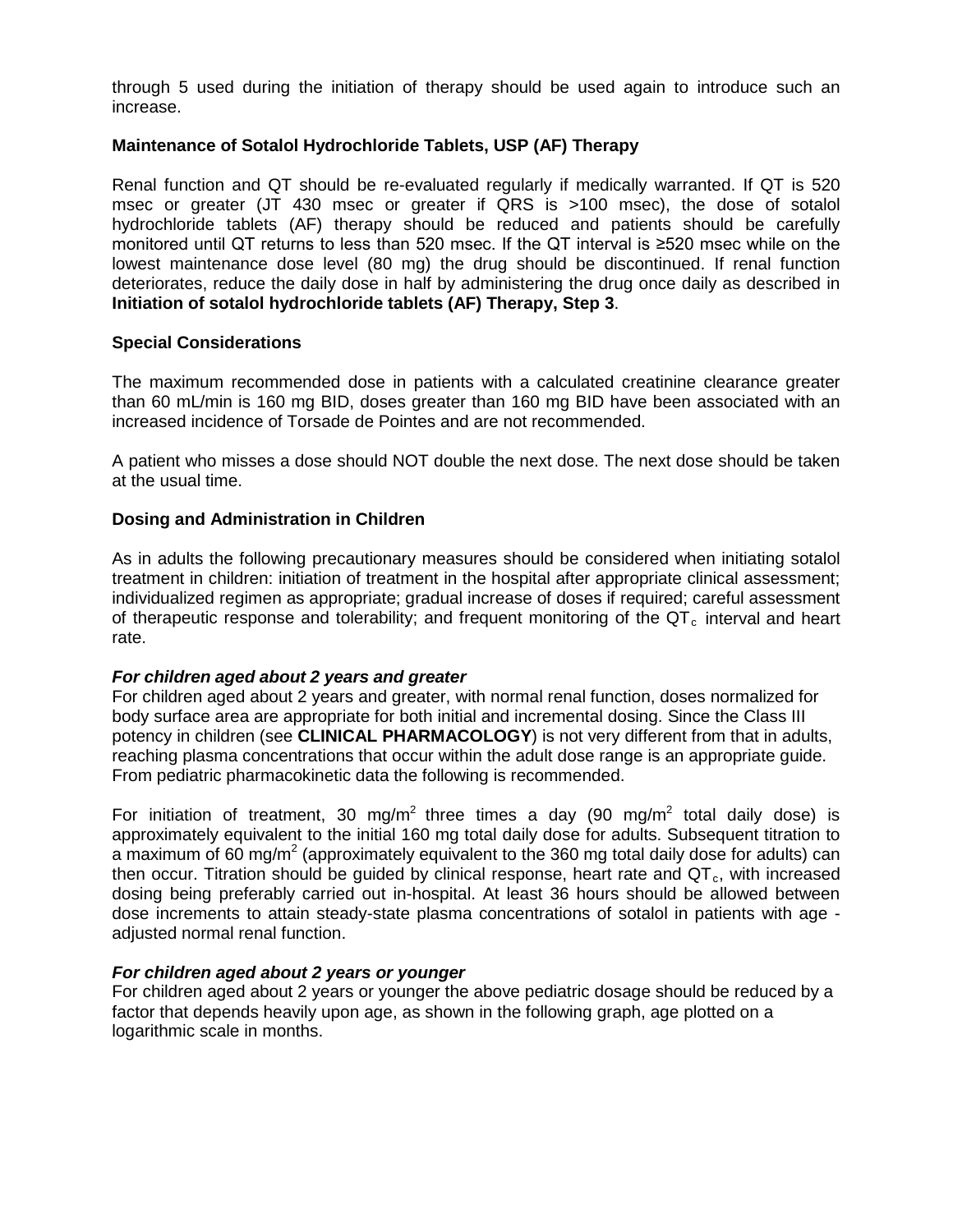through 5 used during the initiation of therapy should be used again to introduce such an increase.

**Maintenance of Sotalol Hydrochloride Tablets, USP (AF) Therapy**

Renal function and QT should be re-evaluated regularly if medically warranted. If QT is 520 msec or greater (JT 430 msec or greater if QRS is >100 msec), the dose of sotalol hydrochloride tablets (AF) therapy should be reduced and patients should be carefully monitored until QT returns to less than 520 msec. If the QT interval is ≥520 msec while on the lowest maintenance dose level (80 mg) the drug should be discontinued. If renal function deteriorates, reduce the daily dose in half by administering the drug once daily as described in **Initiation of sotalol hydrochloride tablets (AF) Therapy, Step 3**.

**Special Considerations**

The maximum recommended dose in patients with a calculated creatinine clearance greater than 60 mL/min is 160 mg BID, doses greater than 160 mg BID have been associated with an increased incidence of Torsade de Pointes and are not recommended.

A patient who misses a dose should NOT double the next dose. The next dose should be taken at the usual time.

**Dosing and Administration in Children**

As in adults the following precautionary measures should be considered when initiating sotalol treatment in children: initiation of treatment in the hospital after appropriate clinical assessment; individualized regimen as appropriate; gradual increase of doses if required; careful assessment of therapeutic response and tolerability; and frequent monitoring of the $QT_c$ interval and heart rate.

***For children aged about 2 years and greater***

For children aged about 2 years and greater, with normal renal function, doses normalized for body surface area are appropriate for both initial and incremental dosing. Since the Class III potency in children (see **CLINICAL PHARMACOLOGY**) is not very different from that in adults, reaching plasma concentrations that occur within the adult dose range is an appropriate guide. From pediatric pharmacokinetic data the following is recommended.

For initiation of treatment, 30 mg/$m^2$ three times a day (90 mg/$m^2$ total daily dose) is approximately equivalent to the initial 160 mg total daily dose for adults. Subsequent titration to a maximum of 60 mg/$m^2$ (approximately equivalent to the 360 mg total daily dose for adults) can then occur. Titration should be guided by clinical response, heart rate and $QT_c$, with increased dosing being preferably carried out in-hospital. At least 36 hours should be allowed between dose increments to attain steady-state plasma concentrations of sotalol in patients with age - adjusted normal renal function.

***For children aged about 2 years or younger***

For children aged about 2 years or younger the above pediatric dosage should be reduced by a factor that depends heavily upon age, as shown in the following graph, age plotted on a logarithmic scale in months.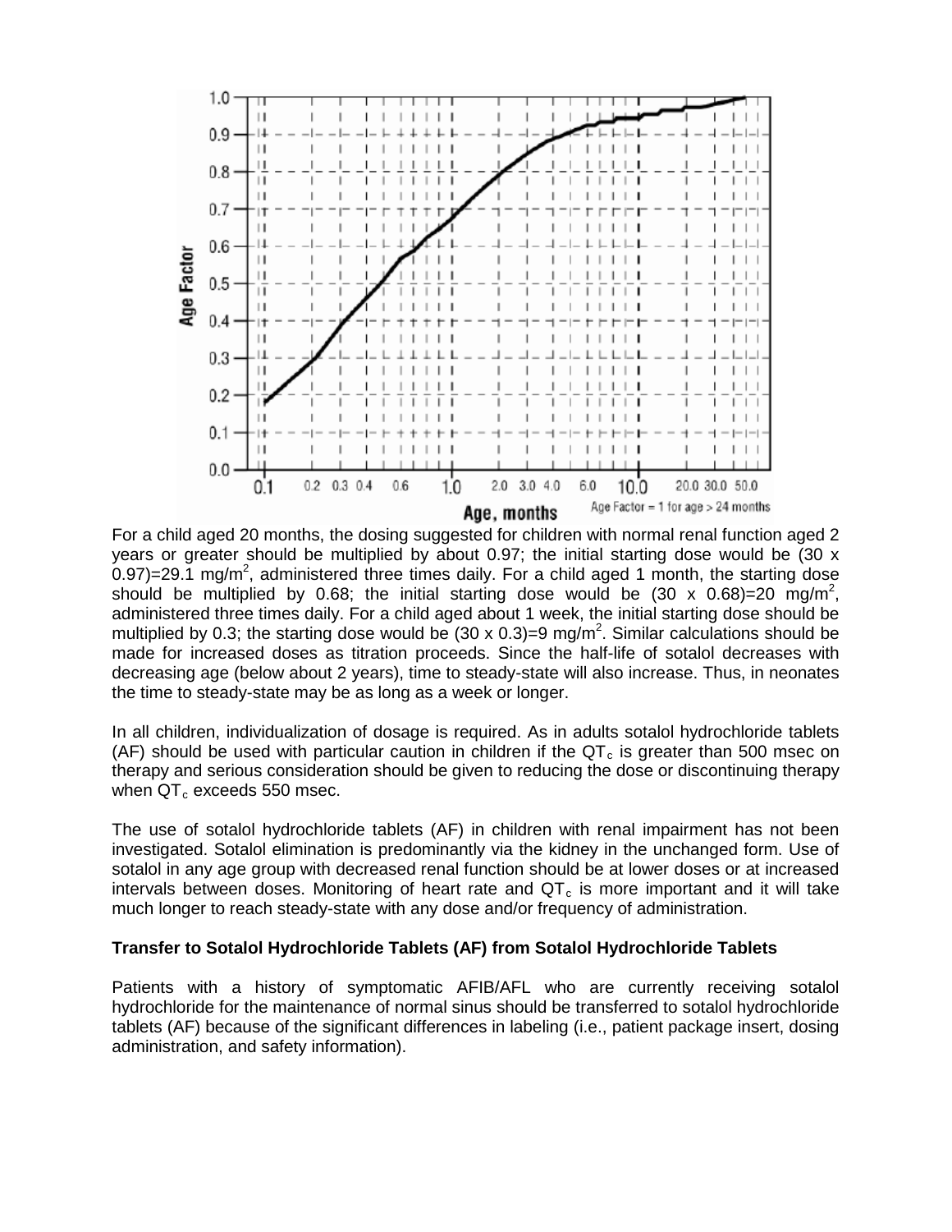For a child aged 20 months, the dosing suggested for children with normal renal function aged 2 years or greater should be multiplied by about 0.97; the initial starting dose would be (30 x 0.97)=29.1 mg/m$^2$, administered three times daily. For a child aged 1 month, the starting dose should be multiplied by 0.68; the initial starting dose would be (30 x 0.68)=20 mg/m$^2$, administered three times daily. For a child aged about 1 week, the initial starting dose should be multiplied by 0.3; the starting dose would be (30 x 0.3)=9 mg/m$^2$. Similar calculations should be made for increased doses as titration proceeds. Since the half-life of sotalol decreases with decreasing age (below about 2 years), time to steady-state will also increase. Thus, in neonates the time to steady-state may be as long as a week or longer.

In all children, individualization of dosage is required. As in adults sotalol hydrochloride tablets (AF) should be used with particular caution in children if the $QT_c$ is greater than 500 msec on therapy and serious consideration should be given to reducing the dose or discontinuing therapy when $QT_c$ exceeds 550 msec.

The use of sotalol hydrochloride tablets (AF) in children with renal impairment has not been investigated. Sotalol elimination is predominantly via the kidney in the unchanged form. Use of sotalol in any age group with decreased renal function should be at lower doses or at increased intervals between doses. Monitoring of heart rate and $QT_c$ is more important and it will take much longer to reach steady-state with any dose and/or frequency of administration.

**Transfer to Sotalol Hydrochloride Tablets (AF) from Sotalol Hydrochloride Tablets**

Patients with a history of symptomatic AFIB/AFL who are currently receiving sotalol hydrochloride for the maintenance of normal sinus should be transferred to sotalol hydrochloride tablets (AF) because of the significant differences in labeling (i.e., patient package insert, dosing administration, and safety information).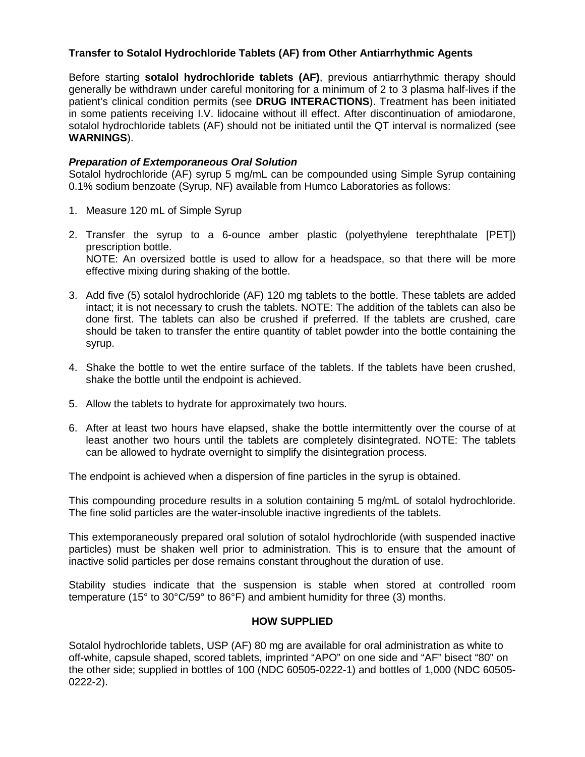### Transfer to Sotalol Hydrochloride Tablets (AF) from Other Antiarrhythmic Agents

Before starting **sotalol hydrochloride tablets (AF)**, previous antiarrhythmic therapy should generally be withdrawn under careful monitoring for a minimum of 2 to 3 plasma half-lives if the patient's clinical condition permits (see **DRUG INTERACTIONS**). Treatment has been initiated in some patients receiving I.V. lidocaine without ill effect. After discontinuation of amiodarone, sotalol hydrochloride tablets (AF) should not be initiated until the QT interval is normalized (see **WARNINGS**).

#### ***Preparation of Extemporaneous Oral Solution***

Sotalol hydrochloride (AF) syrup 5 mg/mL can be compounded using Simple Syrup containing 0.1% sodium benzoate (Syrup, NF) available from Humco Laboratories as follows:

1. Measure 120 mL of Simple Syrup

2. Transfer the syrup to a 6-ounce amber plastic (polyethylene terephthalate [PET]) prescription bottle.
   NOTE: An oversized bottle is used to allow for a headspace, so that there will be more effective mixing during shaking of the bottle.

3. Add five (5) sotalol hydrochloride (AF) 120 mg tablets to the bottle. These tablets are added intact; it is not necessary to crush the tablets. NOTE: The addition of the tablets can also be done first. The tablets can also be crushed if preferred. If the tablets are crushed, care should be taken to transfer the entire quantity of tablet powder into the bottle containing the syrup.

4. Shake the bottle to wet the entire surface of the tablets. If the tablets have been crushed, shake the bottle until the endpoint is achieved.

5. Allow the tablets to hydrate for approximately two hours.

6. After at least two hours have elapsed, shake the bottle intermittently over the course of at least another two hours until the tablets are completely disintegrated. NOTE: The tablets can be allowed to hydrate overnight to simplify the disintegration process.

The endpoint is achieved when a dispersion of fine particles in the syrup is obtained.

This compounding procedure results in a solution containing 5 mg/mL of sotalol hydrochloride. The fine solid particles are the water-insoluble inactive ingredients of the tablets.

This extemporaneously prepared oral solution of sotalol hydrochloride (with suspended inactive particles) must be shaken well prior to administration. This is to ensure that the amount of inactive solid particles per dose remains constant throughout the duration of use.

Stability studies indicate that the suspension is stable when stored at controlled room temperature (15° to 30°C/59° to 86°F) and ambient humidity for three (3) months.

## HOW SUPPLIED

Sotalol hydrochloride tablets, USP (AF) 80 mg are available for oral administration as white to off-white, capsule shaped, scored tablets, imprinted "APO" on one side and "AF" bisect "80" on the other side; supplied in bottles of 100 (NDC 60505-0222-1) and bottles of 1,000 (NDC 60505-0222-2).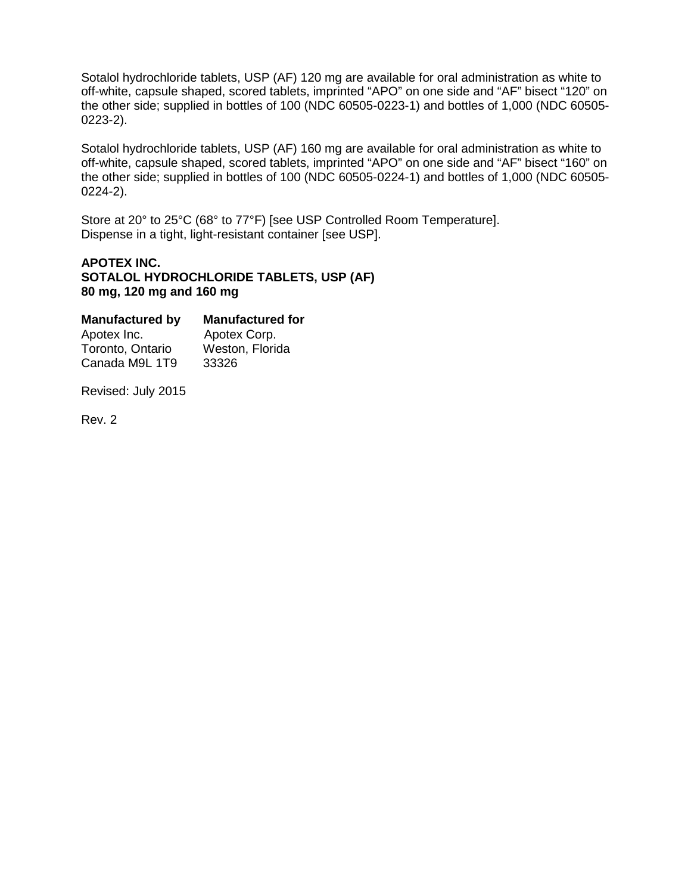Sotalol hydrochloride tablets, USP (AF) 120 mg are available for oral administration as white to off-white, capsule shaped, scored tablets, imprinted “APO” on one side and “AF” bisect “120” on the other side; supplied in bottles of 100 (NDC 60505-0223-1) and bottles of 1,000 (NDC 60505-0223-2).

Sotalol hydrochloride tablets, USP (AF) 160 mg are available for oral administration as white to off-white, capsule shaped, scored tablets, imprinted “APO” on one side and “AF” bisect “160” on the other side; supplied in bottles of 100 (NDC 60505-0224-1) and bottles of 1,000 (NDC 60505-0224-2).

Store at 20° to 25°C (68° to 77°F) [see USP Controlled Room Temperature].
Dispense in a tight, light-resistant container [see USP].

**APOTEX INC.**
**SOTALOL HYDROCHLORIDE TABLETS, USP (AF)**
**80 mg, 120 mg and 160 mg**

| **Manufactured by** | **Manufactured for** |
| --- | --- |
| Apotex Inc. | Apotex Corp. |
| Toronto, Ontario | Weston, Florida |
| Canada M9L 1T9 | 33326 |

Revised: July 2015

Rev. 2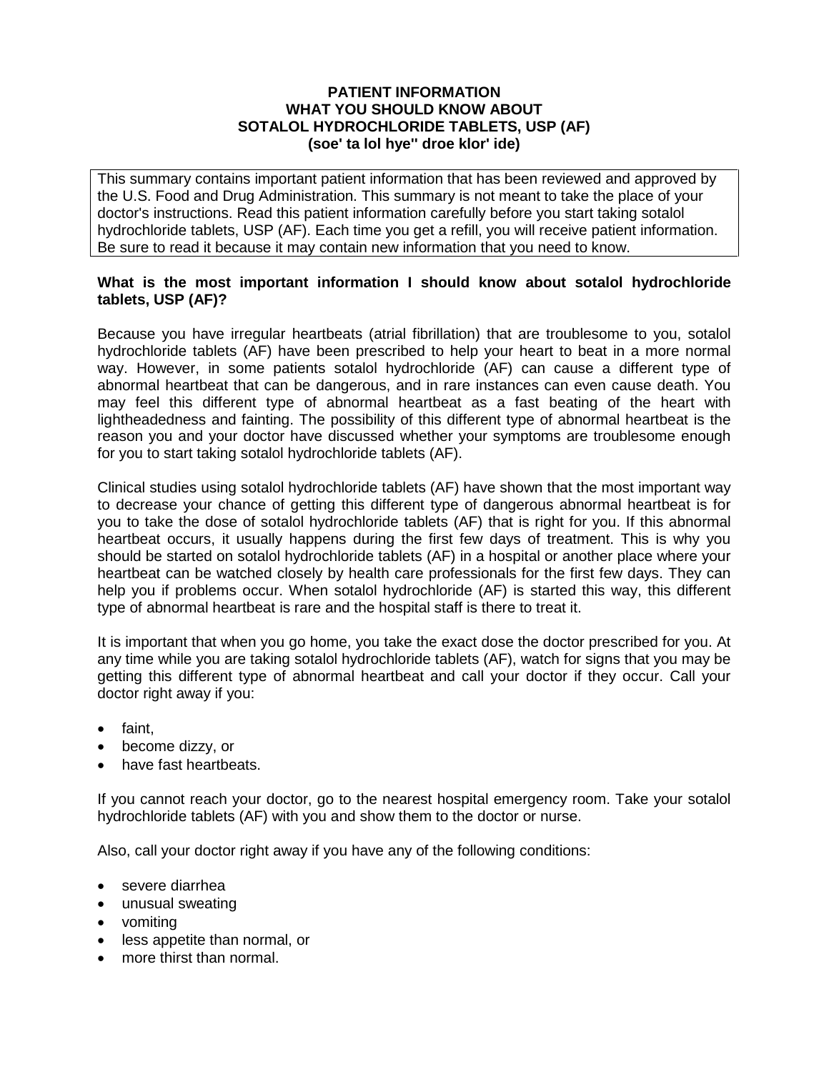# PATIENT INFORMATION
# WHAT YOU SHOULD KNOW ABOUT
# SOTALOL HYDROCHLORIDE TABLETS, USP (AF)
**(soe' ta lol hye'' droe klor' ide)**

This summary contains important patient information that has been reviewed and approved by the U.S. Food and Drug Administration. This summary is not meant to take the place of your doctor's instructions. Read this patient information carefully before you start taking sotalol hydrochloride tablets, USP (AF). Each time you get a refill, you will receive patient information. Be sure to read it because it may contain new information that you need to know.

**What is the most important information I should know about sotalol hydrochloride tablets, USP (AF)?**

Because you have irregular heartbeats (atrial fibrillation) that are troublesome to you, sotalol hydrochloride tablets (AF) have been prescribed to help your heart to beat in a more normal way. However, in some patients sotalol hydrochloride (AF) can cause a different type of abnormal heartbeat that can be dangerous, and in rare instances can even cause death. You may feel this different type of abnormal heartbeat as a fast beating of the heart with lightheadedness and fainting. The possibility of this different type of abnormal heartbeat is the reason you and your doctor have discussed whether your symptoms are troublesome enough for you to start taking sotalol hydrochloride tablets (AF).

Clinical studies using sotalol hydrochloride tablets (AF) have shown that the most important way to decrease your chance of getting this different type of dangerous abnormal heartbeat is for you to take the dose of sotalol hydrochloride tablets (AF) that is right for you. If this abnormal heartbeat occurs, it usually happens during the first few days of treatment. This is why you should be started on sotalol hydrochloride tablets (AF) in a hospital or another place where your heartbeat can be watched closely by health care professionals for the first few days. They can help you if problems occur. When sotalol hydrochloride (AF) is started this way, this different type of abnormal heartbeat is rare and the hospital staff is there to treat it.

It is important that when you go home, you take the exact dose the doctor prescribed for you. At any time while you are taking sotalol hydrochloride tablets (AF), watch for signs that you may be getting this different type of abnormal heartbeat and call your doctor if they occur. Call your doctor right away if you:

- faint,
- become dizzy, or
- have fast heartbeats.

If you cannot reach your doctor, go to the nearest hospital emergency room. Take your sotalol hydrochloride tablets (AF) with you and show them to the doctor or nurse.

Also, call your doctor right away if you have any of the following conditions:

- severe diarrhea
- unusual sweating
- vomiting
- less appetite than normal, or
- more thirst than normal.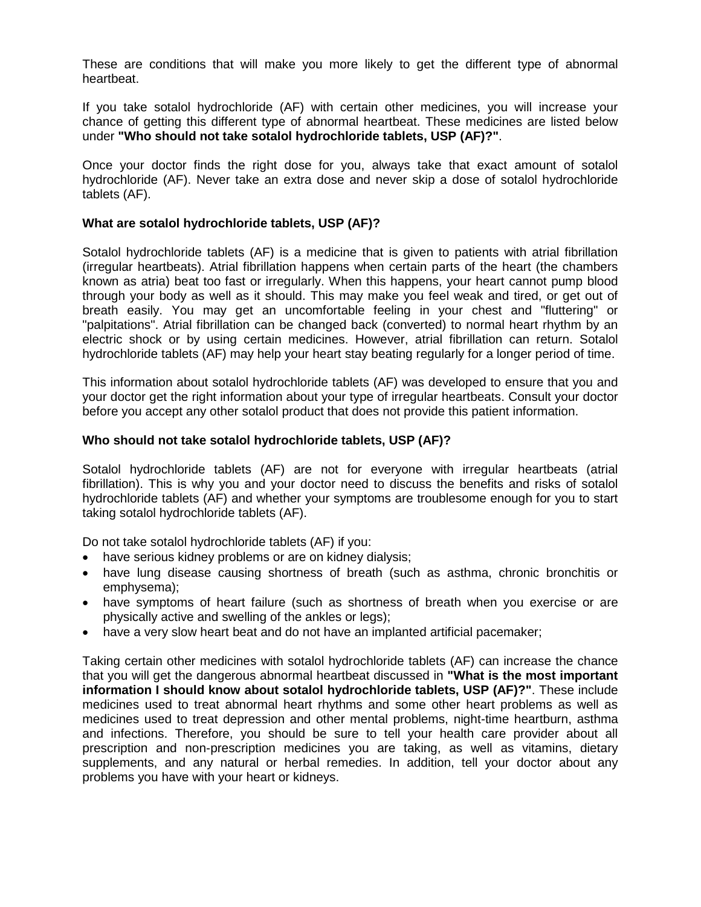These are conditions that will make you more likely to get the different type of abnormal heartbeat.

If you take sotalol hydrochloride (AF) with certain other medicines, you will increase your chance of getting this different type of abnormal heartbeat. These medicines are listed below under **"Who should not take sotalol hydrochloride tablets, USP (AF)?"**.

Once your doctor finds the right dose for you, always take that exact amount of sotalol hydrochloride (AF). Never take an extra dose and never skip a dose of sotalol hydrochloride tablets (AF).

### What are sotalol hydrochloride tablets, USP (AF)?

Sotalol hydrochloride tablets (AF) is a medicine that is given to patients with atrial fibrillation (irregular heartbeats). Atrial fibrillation happens when certain parts of the heart (the chambers known as atria) beat too fast or irregularly. When this happens, your heart cannot pump blood through your body as well as it should. This may make you feel weak and tired, or get out of breath easily. You may get an uncomfortable feeling in your chest and "fluttering" or "palpitations". Atrial fibrillation can be changed back (converted) to normal heart rhythm by an electric shock or by using certain medicines. However, atrial fibrillation can return. Sotalol hydrochloride tablets (AF) may help your heart stay beating regularly for a longer period of time.

This information about sotalol hydrochloride tablets (AF) was developed to ensure that you and your doctor get the right information about your type of irregular heartbeats. Consult your doctor before you accept any other sotalol product that does not provide this patient information.

### Who should not take sotalol hydrochloride tablets, USP (AF)?

Sotalol hydrochloride tablets (AF) are not for everyone with irregular heartbeats (atrial fibrillation). This is why you and your doctor need to discuss the benefits and risks of sotalol hydrochloride tablets (AF) and whether your symptoms are troublesome enough for you to start taking sotalol hydrochloride tablets (AF).

Do not take sotalol hydrochloride tablets (AF) if you:

- have serious kidney problems or are on kidney dialysis;
- have lung disease causing shortness of breath (such as asthma, chronic bronchitis or emphysema);
- have symptoms of heart failure (such as shortness of breath when you exercise or are physically active and swelling of the ankles or legs);
- have a very slow heart beat and do not have an implanted artificial pacemaker;

Taking certain other medicines with sotalol hydrochloride tablets (AF) can increase the chance that you will get the dangerous abnormal heartbeat discussed in **"What is the most important information I should know about sotalol hydrochloride tablets, USP (AF)?"**. These include medicines used to treat abnormal heart rhythms and some other heart problems as well as medicines used to treat depression and other mental problems, night-time heartburn, asthma and infections. Therefore, you should be sure to tell your health care provider about all prescription and non-prescription medicines you are taking, as well as vitamins, dietary supplements, and any natural or herbal remedies. In addition, tell your doctor about any problems you have with your heart or kidneys.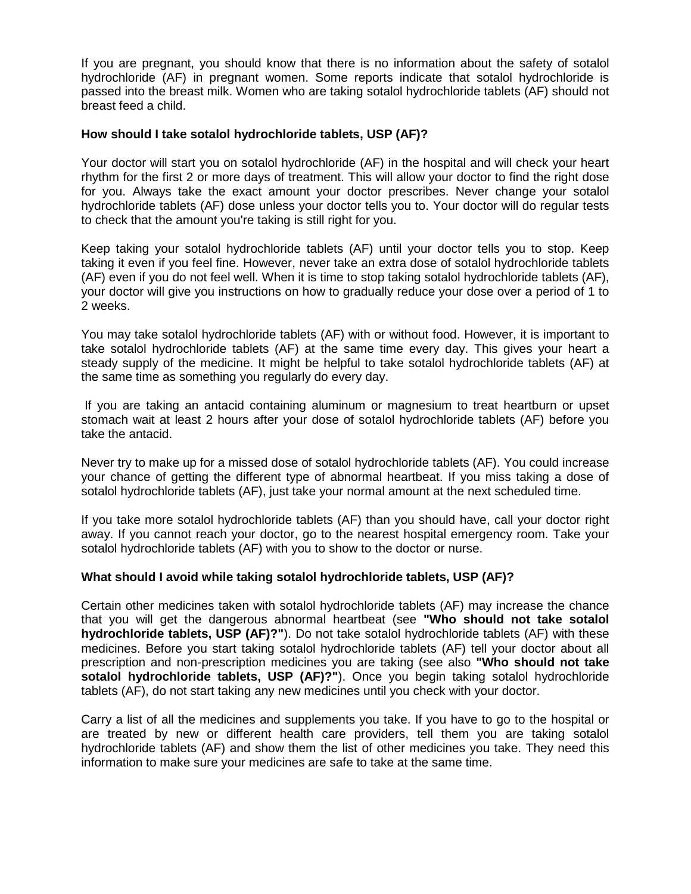If you are pregnant, you should know that there is no information about the safety of sotalol hydrochloride (AF) in pregnant women. Some reports indicate that sotalol hydrochloride is passed into the breast milk. Women who are taking sotalol hydrochloride tablets (AF) should not breast feed a child.

**How should I take sotalol hydrochloride tablets, USP (AF)?**

Your doctor will start you on sotalol hydrochloride (AF) in the hospital and will check your heart rhythm for the first 2 or more days of treatment. This will allow your doctor to find the right dose for you. Always take the exact amount your doctor prescribes. Never change your sotalol hydrochloride tablets (AF) dose unless your doctor tells you to. Your doctor will do regular tests to check that the amount you're taking is still right for you.

Keep taking your sotalol hydrochloride tablets (AF) until your doctor tells you to stop. Keep taking it even if you feel fine. However, never take an extra dose of sotalol hydrochloride tablets (AF) even if you do not feel well. When it is time to stop taking sotalol hydrochloride tablets (AF), your doctor will give you instructions on how to gradually reduce your dose over a period of 1 to 2 weeks.

You may take sotalol hydrochloride tablets (AF) with or without food. However, it is important to take sotalol hydrochloride tablets (AF) at the same time every day. This gives your heart a steady supply of the medicine. It might be helpful to take sotalol hydrochloride tablets (AF) at the same time as something you regularly do every day.

If you are taking an antacid containing aluminum or magnesium to treat heartburn or upset stomach wait at least 2 hours after your dose of sotalol hydrochloride tablets (AF) before you take the antacid.

Never try to make up for a missed dose of sotalol hydrochloride tablets (AF). You could increase your chance of getting the different type of abnormal heartbeat. If you miss taking a dose of sotalol hydrochloride tablets (AF), just take your normal amount at the next scheduled time.

If you take more sotalol hydrochloride tablets (AF) than you should have, call your doctor right away. If you cannot reach your doctor, go to the nearest hospital emergency room. Take your sotalol hydrochloride tablets (AF) with you to show to the doctor or nurse.

**What should I avoid while taking sotalol hydrochloride tablets, USP (AF)?**

Certain other medicines taken with sotalol hydrochloride tablets (AF) may increase the chance that you will get the dangerous abnormal heartbeat (see **"Who should not take sotalol hydrochloride tablets, USP (AF)?"**). Do not take sotalol hydrochloride tablets (AF) with these medicines. Before you start taking sotalol hydrochloride tablets (AF) tell your doctor about all prescription and non-prescription medicines you are taking (see also **"Who should not take sotalol hydrochloride tablets, USP (AF)?"**). Once you begin taking sotalol hydrochloride tablets (AF), do not start taking any new medicines until you check with your doctor.

Carry a list of all the medicines and supplements you take. If you have to go to the hospital or are treated by new or different health care providers, tell them you are taking sotalol hydrochloride tablets (AF) and show them the list of other medicines you take. They need this information to make sure your medicines are safe to take at the same time.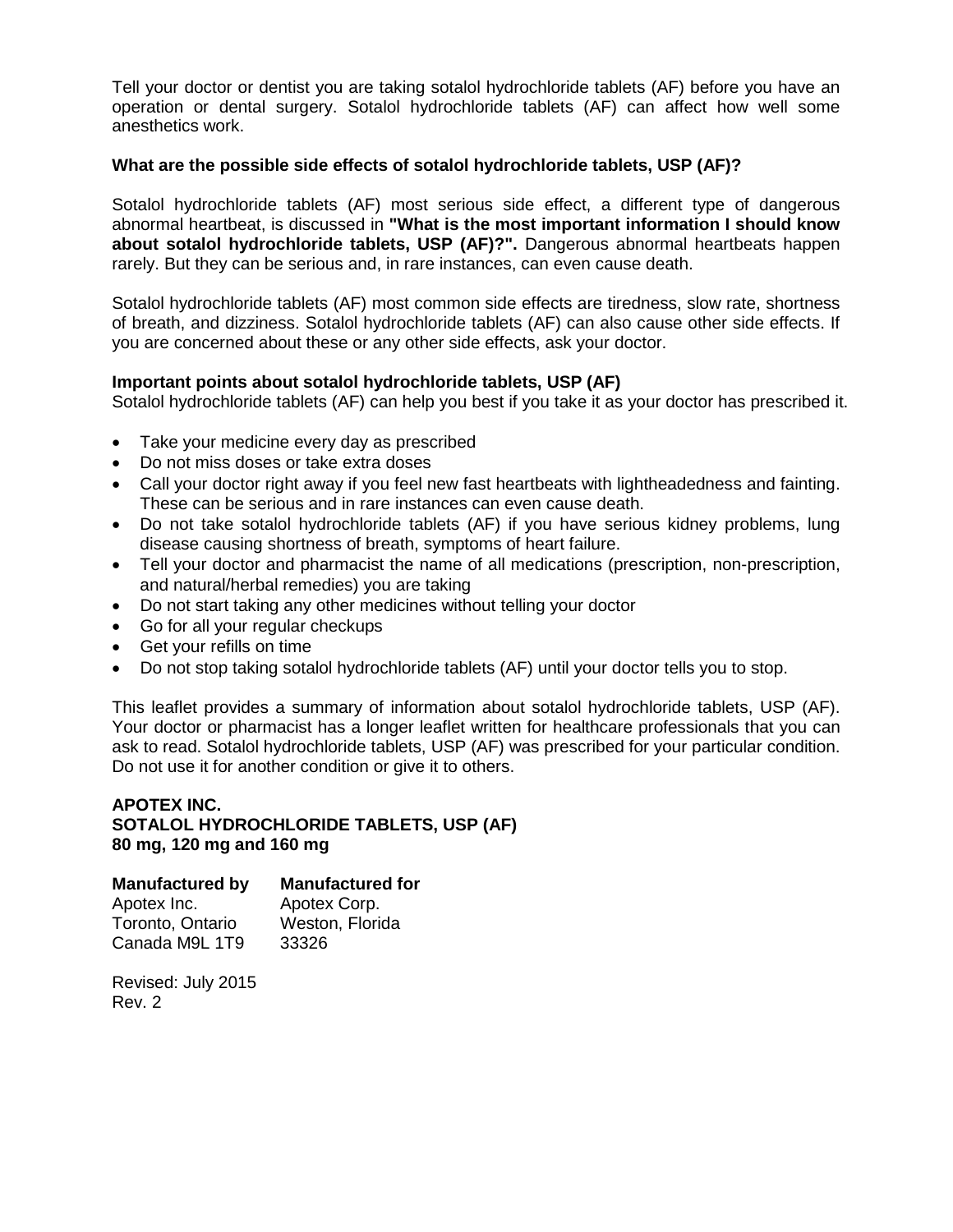Tell your doctor or dentist you are taking sotalol hydrochloride tablets (AF) before you have an operation or dental surgery. Sotalol hydrochloride tablets (AF) can affect how well some anesthetics work.

**What are the possible side effects of sotalol hydrochloride tablets, USP (AF)?**

Sotalol hydrochloride tablets (AF) most serious side effect, a different type of dangerous abnormal heartbeat, is discussed in **"What is the most important information I should know about sotalol hydrochloride tablets, USP (AF)?".** Dangerous abnormal heartbeats happen rarely. But they can be serious and, in rare instances, can even cause death.

Sotalol hydrochloride tablets (AF) most common side effects are tiredness, slow rate, shortness of breath, and dizziness. Sotalol hydrochloride tablets (AF) can also cause other side effects. If you are concerned about these or any other side effects, ask your doctor.

**Important points about sotalol hydrochloride tablets, USP (AF)**
Sotalol hydrochloride tablets (AF) can help you best if you take it as your doctor has prescribed it.

- Take your medicine every day as prescribed
- Do not miss doses or take extra doses
- Call your doctor right away if you feel new fast heartbeats with lightheadedness and fainting. These can be serious and in rare instances can even cause death.
- Do not take sotalol hydrochloride tablets (AF) if you have serious kidney problems, lung disease causing shortness of breath, symptoms of heart failure.
- Tell your doctor and pharmacist the name of all medications (prescription, non-prescription, and natural/herbal remedies) you are taking
- Do not start taking any other medicines without telling your doctor
- Go for all your regular checkups
- Get your refills on time
- Do not stop taking sotalol hydrochloride tablets (AF) until your doctor tells you to stop.

This leaflet provides a summary of information about sotalol hydrochloride tablets, USP (AF). Your doctor or pharmacist has a longer leaflet written for healthcare professionals that you can ask to read. Sotalol hydrochloride tablets, USP (AF) was prescribed for your particular condition. Do not use it for another condition or give it to others.

**APOTEX INC.**
**SOTALOL HYDROCHLORIDE TABLETS, USP (AF)**
**80 mg, 120 mg and 160 mg**

| **Manufactured by** | **Manufactured for** |
|---|---|
| Apotex Inc. | Apotex Corp. |
| Toronto, Ontario | Weston, Florida |
| Canada M9L 1T9 | 33326 |

Revised: July 2015
Rev. 2